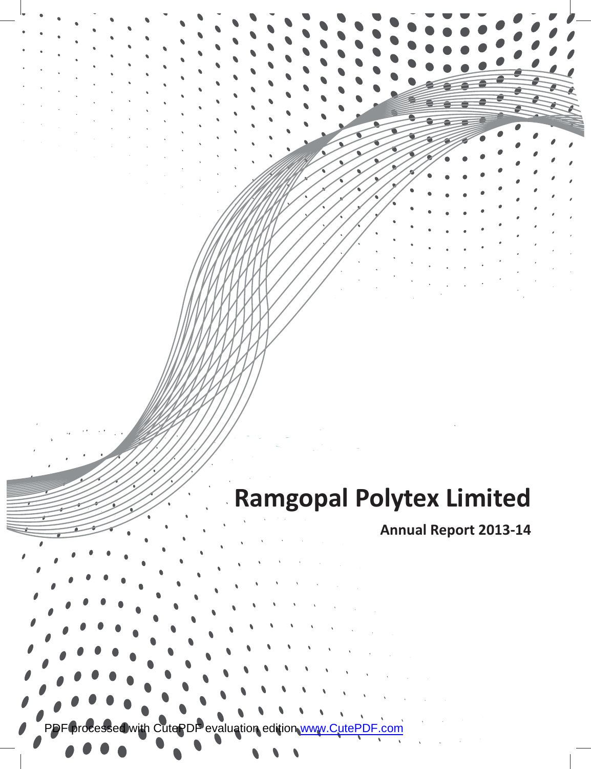# Ramgopal Polytex Limited

**Annual Report 2013-14**

PDF processed with CutePDF evaluation edition www.CutePDF.com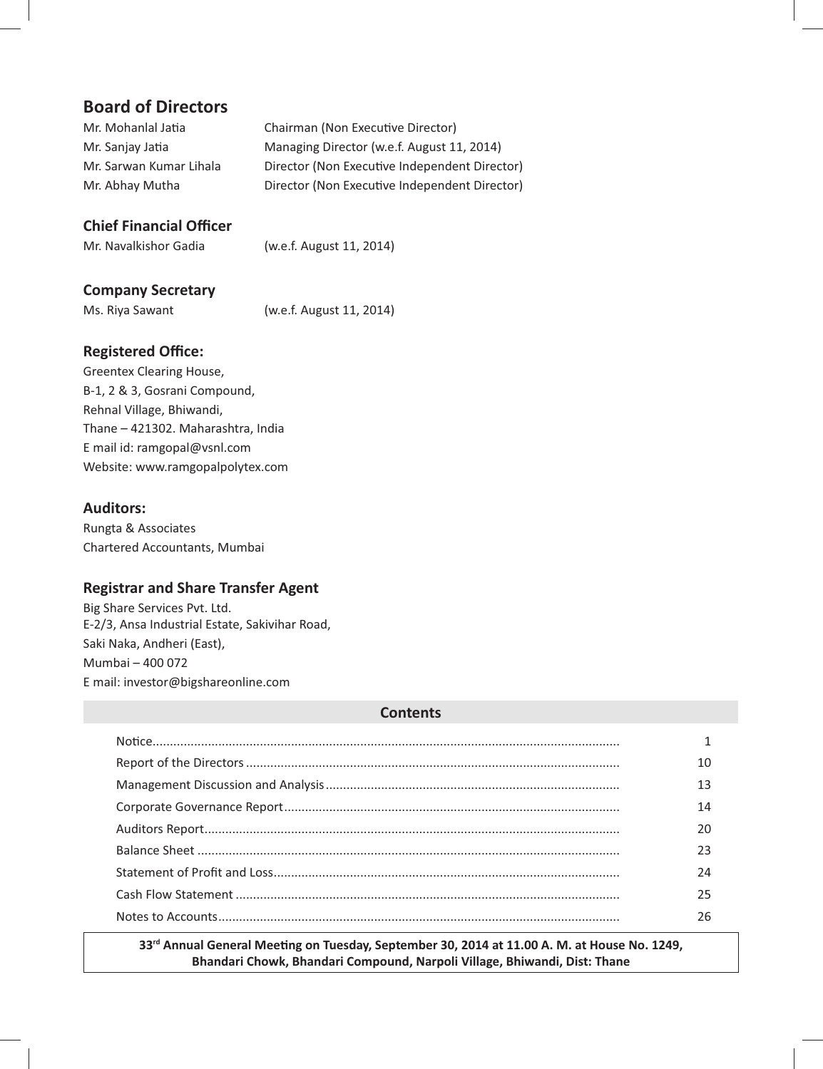## Board of Directors

| | |
|---|---|
| Mr. Mohanlal Jatia | Chairman (Non Executive Director) |
| Mr. Sanjay Jatia | Managing Director (w.e.f. August 11, 2014) |
| Mr. Sarwan Kumar Lihala | Director (Non Executive Independent Director) |
| Mr. Abhay Mutha | Director (Non Executive Independent Director) |

## Chief Financial Officer

Mr. Navalkishor Gadia (w.e.f. August 11, 2014)

## Company Secretary

Ms. Riya Sawant (w.e.f. August 11, 2014)

## Registered Office:

Greentex Clearing House,
B-1, 2 & 3, Gosrani Compound,
Rehnal Village, Bhiwandi,
Thane – 421302. Maharashtra, India
E mail id: ramgopal@vsnl.com
Website: www.ramgopalpolytex.com

## Auditors:

Rungta & Associates
Chartered Accountants, Mumbai

## Registrar and Share Transfer Agent

Big Share Services Pvt. Ltd.
E-2/3, Ansa Industrial Estate, Sakivihar Road,
Saki Naka, Andheri (East),
Mumbai – 400 072
E mail: investor@bigshareonline.com

## Contents

| | |
|---|---|
| Notice | 1 |
| Report of the Directors | 10 |
| Management Discussion and Analysis | 13 |
| Corporate Governance Report | 14 |
| Auditors Report | 20 |
| Balance Sheet | 23 |
| Statement of Profit and Loss | 24 |
| Cash Flow Statement | 25 |
| Notes to Accounts | 26 |

**33rd Annual General Meeting on Tuesday, September 30, 2014 at 11.00 A. M. at House No. 1249, Bhandari Chowk, Bhandari Compound, Narpoli Village, Bhiwandi, Dist: Thane**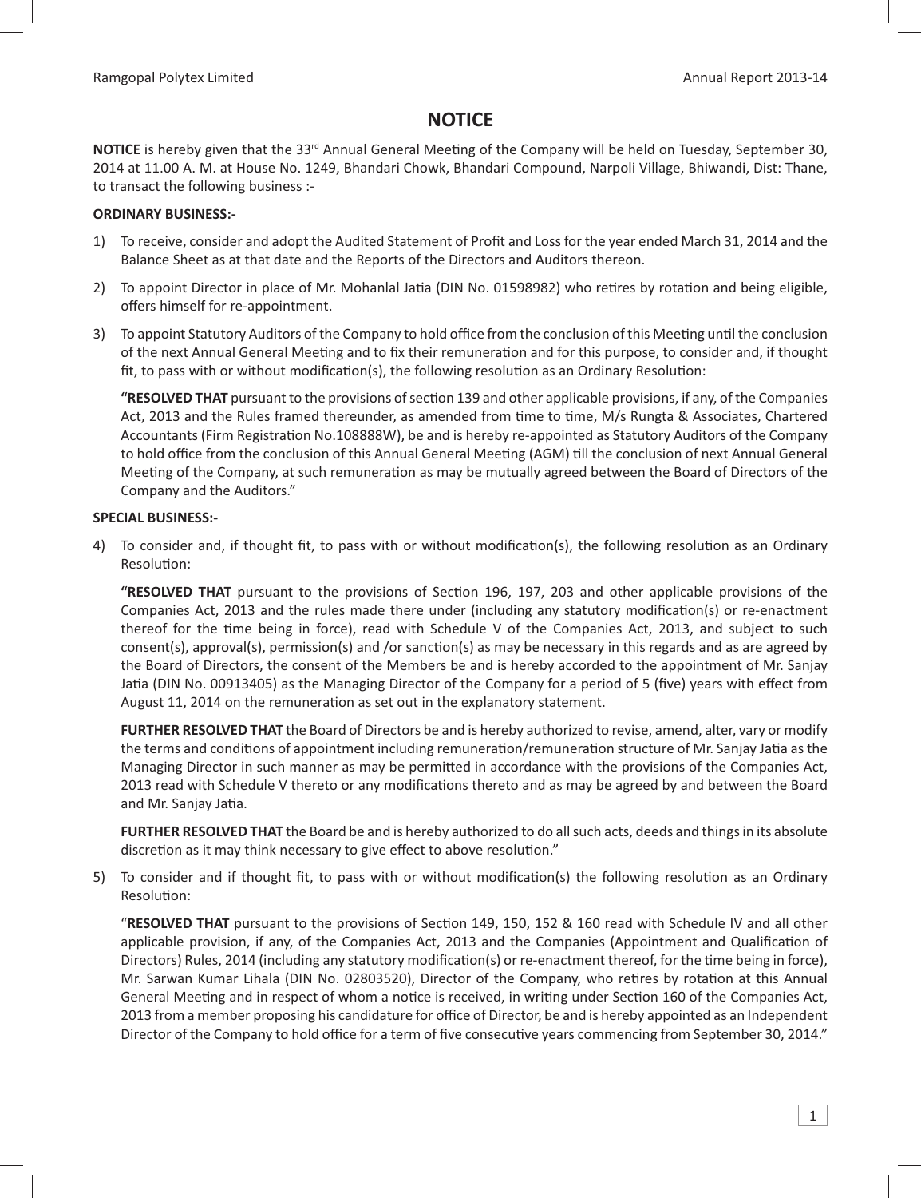# NOTICE

**NOTICE** is hereby given that the 33rd Annual General Meeting of the Company will be held on Tuesday, September 30, 2014 at 11.00 A. M. at House No. 1249, Bhandari Chowk, Bhandari Compound, Narpoli Village, Bhiwandi, Dist: Thane, to transact the following business :-

**ORDINARY BUSINESS:-**

1) To receive, consider and adopt the Audited Statement of Profit and Loss for the year ended March 31, 2014 and the Balance Sheet as at that date and the Reports of the Directors and Auditors thereon.

2) To appoint Director in place of Mr. Mohanlal Jatia (DIN No. 01598982) who retires by rotation and being eligible, offers himself for re-appointment.

3) To appoint Statutory Auditors of the Company to hold office from the conclusion of this Meeting until the conclusion of the next Annual General Meeting and to fix their remuneration and for this purpose, to consider and, if thought fit, to pass with or without modification(s), the following resolution as an Ordinary Resolution:

   **"RESOLVED THAT** pursuant to the provisions of section 139 and other applicable provisions, if any, of the Companies Act, 2013 and the Rules framed thereunder, as amended from time to time, M/s Rungta & Associates, Chartered Accountants (Firm Registration No.108888W), be and is hereby re-appointed as Statutory Auditors of the Company to hold office from the conclusion of this Annual General Meeting (AGM) till the conclusion of next Annual General Meeting of the Company, at such remuneration as may be mutually agreed between the Board of Directors of the Company and the Auditors."

**SPECIAL BUSINESS:-**

4) To consider and, if thought fit, to pass with or without modification(s), the following resolution as an Ordinary Resolution:

   **"RESOLVED THAT** pursuant to the provisions of Section 196, 197, 203 and other applicable provisions of the Companies Act, 2013 and the rules made there under (including any statutory modification(s) or re-enactment thereof for the time being in force), read with Schedule V of the Companies Act, 2013, and subject to such consent(s), approval(s), permission(s) and /or sanction(s) as may be necessary in this regards and as are agreed by the Board of Directors, the consent of the Members be and is hereby accorded to the appointment of Mr. Sanjay Jatia (DIN No. 00913405) as the Managing Director of the Company for a period of 5 (five) years with effect from August 11, 2014 on the remuneration as set out in the explanatory statement.

   **FURTHER RESOLVED THAT** the Board of Directors be and is hereby authorized to revise, amend, alter, vary or modify the terms and conditions of appointment including remuneration/remuneration structure of Mr. Sanjay Jatia as the Managing Director in such manner as may be permitted in accordance with the provisions of the Companies Act, 2013 read with Schedule V thereto or any modifications thereto and as may be agreed by and between the Board and Mr. Sanjay Jatia.

   **FURTHER RESOLVED THAT** the Board be and is hereby authorized to do all such acts, deeds and things in its absolute discretion as it may think necessary to give effect to above resolution."

5) To consider and if thought fit, to pass with or without modification(s) the following resolution as an Ordinary Resolution:

   "**RESOLVED THAT** pursuant to the provisions of Section 149, 150, 152 & 160 read with Schedule IV and all other applicable provision, if any, of the Companies Act, 2013 and the Companies (Appointment and Qualification of Directors) Rules, 2014 (including any statutory modification(s) or re-enactment thereof, for the time being in force), Mr. Sarwan Kumar Lihala (DIN No. 02803520), Director of the Company, who retires by rotation at this Annual General Meeting and in respect of whom a notice is received, in writing under Section 160 of the Companies Act, 2013 from a member proposing his candidature for office of Director, be and is hereby appointed as an Independent Director of the Company to hold office for a term of five consecutive years commencing from September 30, 2014."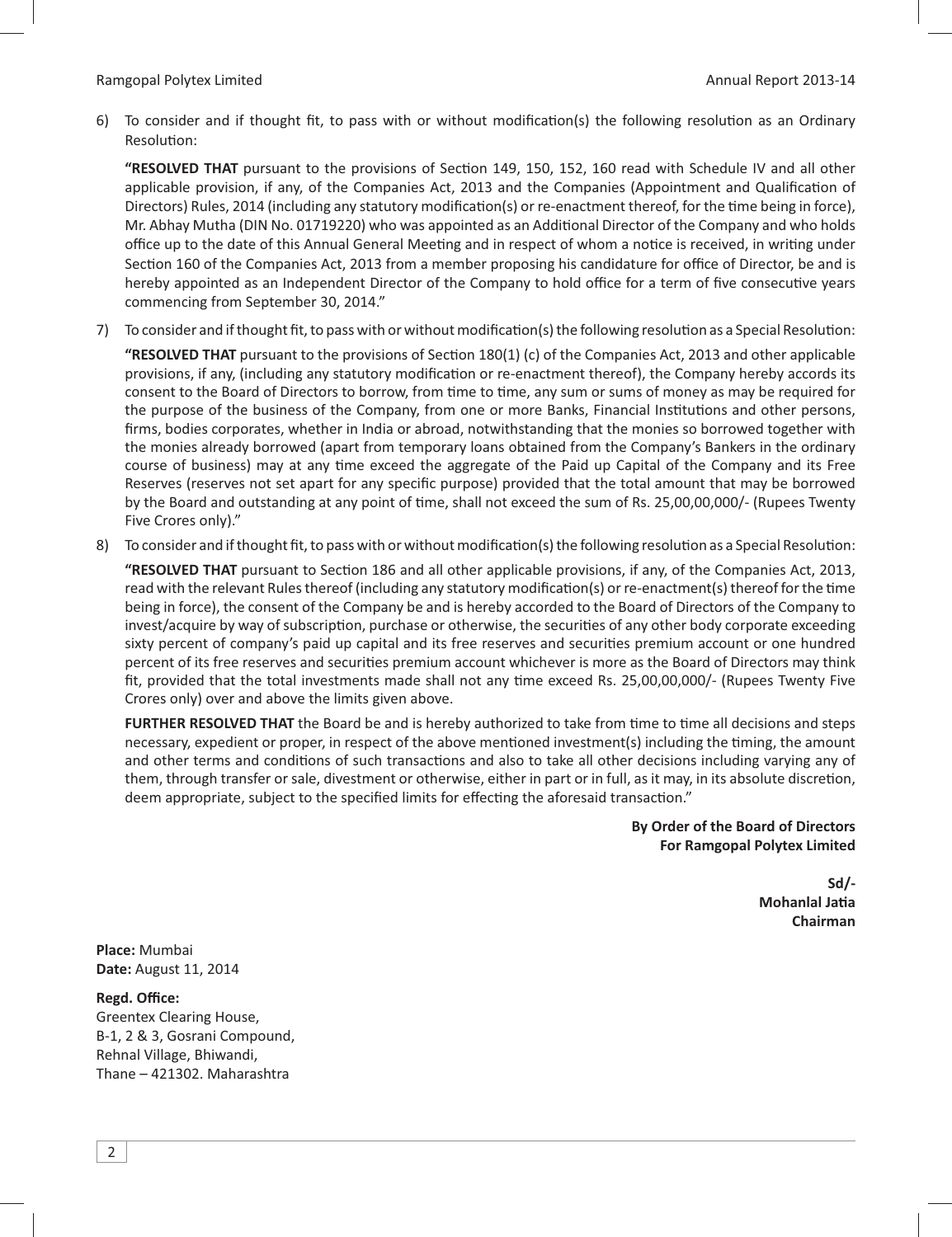6) To consider and if thought fit, to pass with or without modification(s) the following resolution as an Ordinary Resolution:

   **"RESOLVED THAT** pursuant to the provisions of Section 149, 150, 152, 160 read with Schedule IV and all other applicable provision, if any, of the Companies Act, 2013 and the Companies (Appointment and Qualification of Directors) Rules, 2014 (including any statutory modification(s) or re-enactment thereof, for the time being in force), Mr. Abhay Mutha (DIN No. 01719220) who was appointed as an Additional Director of the Company and who holds office up to the date of this Annual General Meeting and in respect of whom a notice is received, in writing under Section 160 of the Companies Act, 2013 from a member proposing his candidature for office of Director, be and is hereby appointed as an Independent Director of the Company to hold office for a term of five consecutive years commencing from September 30, 2014."

7) To consider and if thought fit, to pass with or without modification(s) the following resolution as a Special Resolution:

   **"RESOLVED THAT** pursuant to the provisions of Section 180(1) (c) of the Companies Act, 2013 and other applicable provisions, if any, (including any statutory modification or re-enactment thereof), the Company hereby accords its consent to the Board of Directors to borrow, from time to time, any sum or sums of money as may be required for the purpose of the business of the Company, from one or more Banks, Financial Institutions and other persons, firms, bodies corporates, whether in India or abroad, notwithstanding that the monies so borrowed together with the monies already borrowed (apart from temporary loans obtained from the Company's Bankers in the ordinary course of business) may at any time exceed the aggregate of the Paid up Capital of the Company and its Free Reserves (reserves not set apart for any specific purpose) provided that the total amount that may be borrowed by the Board and outstanding at any point of time, shall not exceed the sum of Rs. 25,00,00,000/- (Rupees Twenty Five Crores only)."

8) To consider and if thought fit, to pass with or without modification(s) the following resolution as a Special Resolution:

   **"RESOLVED THAT** pursuant to Section 186 and all other applicable provisions, if any, of the Companies Act, 2013, read with the relevant Rules thereof (including any statutory modification(s) or re-enactment(s) thereof for the time being in force), the consent of the Company be and is hereby accorded to the Board of Directors of the Company to invest/acquire by way of subscription, purchase or otherwise, the securities of any other body corporate exceeding sixty percent of company's paid up capital and its free reserves and securities premium account or one hundred percent of its free reserves and securities premium account whichever is more as the Board of Directors may think fit, provided that the total investments made shall not any time exceed Rs. 25,00,00,000/- (Rupees Twenty Five Crores only) over and above the limits given above.

   **FURTHER RESOLVED THAT** the Board be and is hereby authorized to take from time to time all decisions and steps necessary, expedient or proper, in respect of the above mentioned investment(s) including the timing, the amount and other terms and conditions of such transactions and also to take all other decisions including varying any of them, through transfer or sale, divestment or otherwise, either in part or in full, as it may, in its absolute discretion, deem appropriate, subject to the specified limits for effecting the aforesaid transaction."

**By Order of the Board of Directors**
**For Ramgopal Polytex Limited**

**Sd/-**
**Mohanlal Jatia**
**Chairman**

**Place:** Mumbai
**Date:** August 11, 2014

**Regd. Office:**
Greentex Clearing House,
B-1, 2 & 3, Gosrani Compound,
Rehnal Village, Bhiwandi,
Thane – 421302. Maharashtra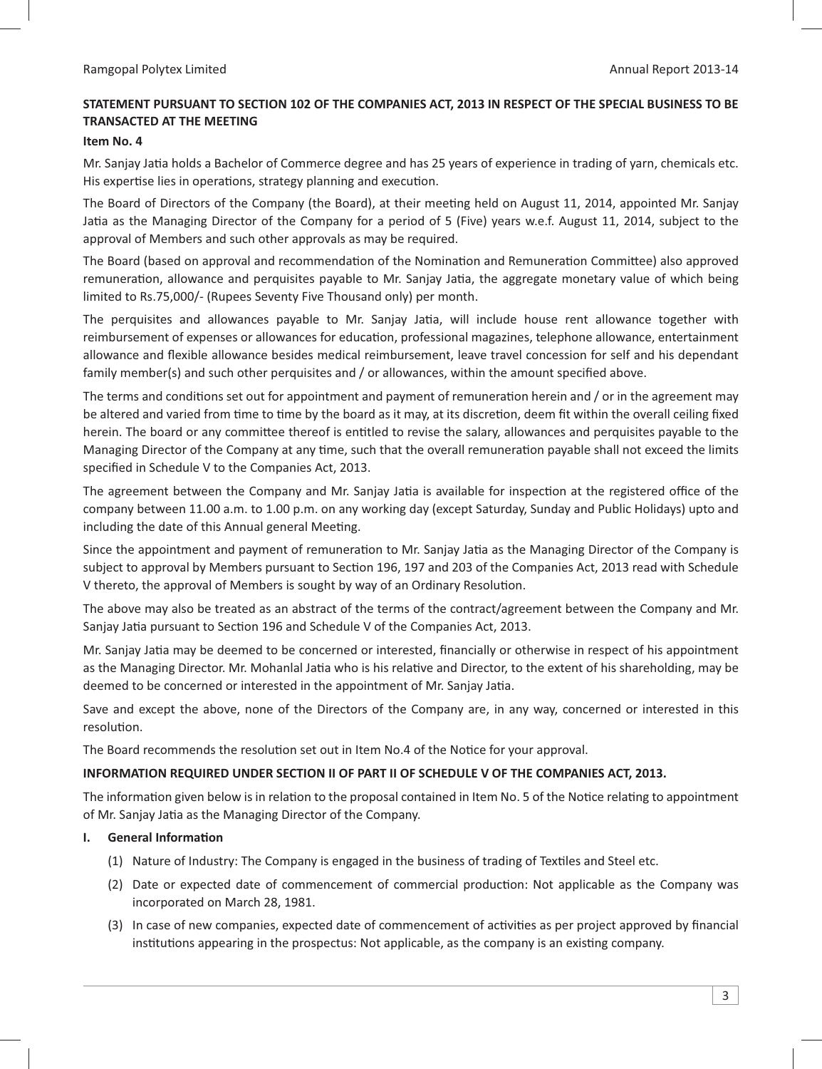## STATEMENT PURSUANT TO SECTION 102 OF THE COMPANIES ACT, 2013 IN RESPECT OF THE SPECIAL BUSINESS TO BE TRANSACTED AT THE MEETING

### Item No. 4

Mr. Sanjay Jatia holds a Bachelor of Commerce degree and has 25 years of experience in trading of yarn, chemicals etc. His expertise lies in operations, strategy planning and execution.

The Board of Directors of the Company (the Board), at their meeting held on August 11, 2014, appointed Mr. Sanjay Jatia as the Managing Director of the Company for a period of 5 (Five) years w.e.f. August 11, 2014, subject to the approval of Members and such other approvals as may be required.

The Board (based on approval and recommendation of the Nomination and Remuneration Committee) also approved remuneration, allowance and perquisites payable to Mr. Sanjay Jatia, the aggregate monetary value of which being limited to Rs.75,000/- (Rupees Seventy Five Thousand only) per month.

The perquisites and allowances payable to Mr. Sanjay Jatia, will include house rent allowance together with reimbursement of expenses or allowances for education, professional magazines, telephone allowance, entertainment allowance and flexible allowance besides medical reimbursement, leave travel concession for self and his dependant family member(s) and such other perquisites and / or allowances, within the amount specified above.

The terms and conditions set out for appointment and payment of remuneration herein and / or in the agreement may be altered and varied from time to time by the board as it may, at its discretion, deem fit within the overall ceiling fixed herein. The board or any committee thereof is entitled to revise the salary, allowances and perquisites payable to the Managing Director of the Company at any time, such that the overall remuneration payable shall not exceed the limits specified in Schedule V to the Companies Act, 2013.

The agreement between the Company and Mr. Sanjay Jatia is available for inspection at the registered office of the company between 11.00 a.m. to 1.00 p.m. on any working day (except Saturday, Sunday and Public Holidays) upto and including the date of this Annual general Meeting.

Since the appointment and payment of remuneration to Mr. Sanjay Jatia as the Managing Director of the Company is subject to approval by Members pursuant to Section 196, 197 and 203 of the Companies Act, 2013 read with Schedule V thereto, the approval of Members is sought by way of an Ordinary Resolution.

The above may also be treated as an abstract of the terms of the contract/agreement between the Company and Mr. Sanjay Jatia pursuant to Section 196 and Schedule V of the Companies Act, 2013.

Mr. Sanjay Jatia may be deemed to be concerned or interested, financially or otherwise in respect of his appointment as the Managing Director. Mr. Mohanlal Jatia who is his relative and Director, to the extent of his shareholding, may be deemed to be concerned or interested in the appointment of Mr. Sanjay Jatia.

Save and except the above, none of the Directors of the Company are, in any way, concerned or interested in this resolution.

The Board recommends the resolution set out in Item No.4 of the Notice for your approval.

## INFORMATION REQUIRED UNDER SECTION II OF PART II OF SCHEDULE V OF THE COMPANIES ACT, 2013.

The information given below is in relation to the proposal contained in Item No. 5 of the Notice relating to appointment of Mr. Sanjay Jatia as the Managing Director of the Company.

**I. General Information**

(1) Nature of Industry: The Company is engaged in the business of trading of Textiles and Steel etc.

(2) Date or expected date of commencement of commercial production: Not applicable as the Company was incorporated on March 28, 1981.

(3) In case of new companies, expected date of commencement of activities as per project approved by financial institutions appearing in the prospectus: Not applicable, as the company is an existing company.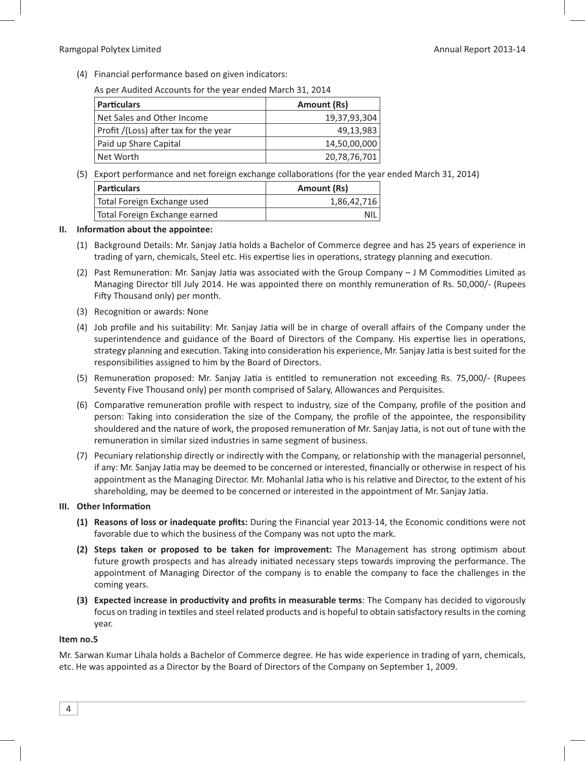(4) Financial performance based on given indicators:

As per Audited Accounts for the year ended March 31, 2014

| Particulars | Amount (Rs) |
|---|---|
| Net Sales and Other Income | 19,37,93,304 |
| Profit /(Loss) after tax for the year | 49,13,983 |
| Paid up Share Capital | 14,50,00,000 |
| Net Worth | 20,78,76,701 |

(5) Export performance and net foreign exchange collaborations (for the year ended March 31, 2014)

| Particulars | Amount (Rs) |
|---|---|
| Total Foreign Exchange used | 1,86,42,716 |
| Total Foreign Exchange earned | NIL |

**II. Information about the appointee:**

(1) Background Details: Mr. Sanjay Jatia holds a Bachelor of Commerce degree and has 25 years of experience in trading of yarn, chemicals, Steel etc. His expertise lies in operations, strategy planning and execution.

(2) Past Remuneration: Mr. Sanjay Jatia was associated with the Group Company – J M Commodities Limited as Managing Director till July 2014. He was appointed there on monthly remuneration of Rs. 50,000/- (Rupees Fifty Thousand only) per month.

(3) Recognition or awards: None

(4) Job profile and his suitability: Mr. Sanjay Jatia will be in charge of overall affairs of the Company under the superintendence and guidance of the Board of Directors of the Company. His expertise lies in operations, strategy planning and execution. Taking into consideration his experience, Mr. Sanjay Jatia is best suited for the responsibilities assigned to him by the Board of Directors.

(5) Remuneration proposed: Mr. Sanjay Jatia is entitled to remuneration not exceeding Rs. 75,000/- (Rupees Seventy Five Thousand only) per month comprised of Salary, Allowances and Perquisites.

(6) Comparative remuneration profile with respect to industry, size of the Company, profile of the position and person: Taking into consideration the size of the Company, the profile of the appointee, the responsibility shouldered and the nature of work, the proposed remuneration of Mr. Sanjay Jatia, is not out of tune with the remuneration in similar sized industries in same segment of business.

(7) Pecuniary relationship directly or indirectly with the Company, or relationship with the managerial personnel, if any: Mr. Sanjay Jatia may be deemed to be concerned or interested, financially or otherwise in respect of his appointment as the Managing Director. Mr. Mohanlal Jatia who is his relative and Director, to the extent of his shareholding, may be deemed to be concerned or interested in the appointment of Mr. Sanjay Jatia.

**III. Other Information**

**(1) Reasons of loss or inadequate profits:** During the Financial year 2013-14, the Economic conditions were not favorable due to which the business of the Company was not upto the mark.

**(2) Steps taken or proposed to be taken for improvement:** The Management has strong optimism about future growth prospects and has already initiated necessary steps towards improving the performance. The appointment of Managing Director of the company is to enable the company to face the challenges in the coming years.

**(3) Expected increase in productivity and profits in measurable terms**: The Company has decided to vigorously focus on trading in textiles and steel related products and is hopeful to obtain satisfactory results in the coming year.

**Item no.5**

Mr. Sarwan Kumar Lihala holds a Bachelor of Commerce degree. He has wide experience in trading of yarn, chemicals, etc. He was appointed as a Director by the Board of Directors of the Company on September 1, 2009.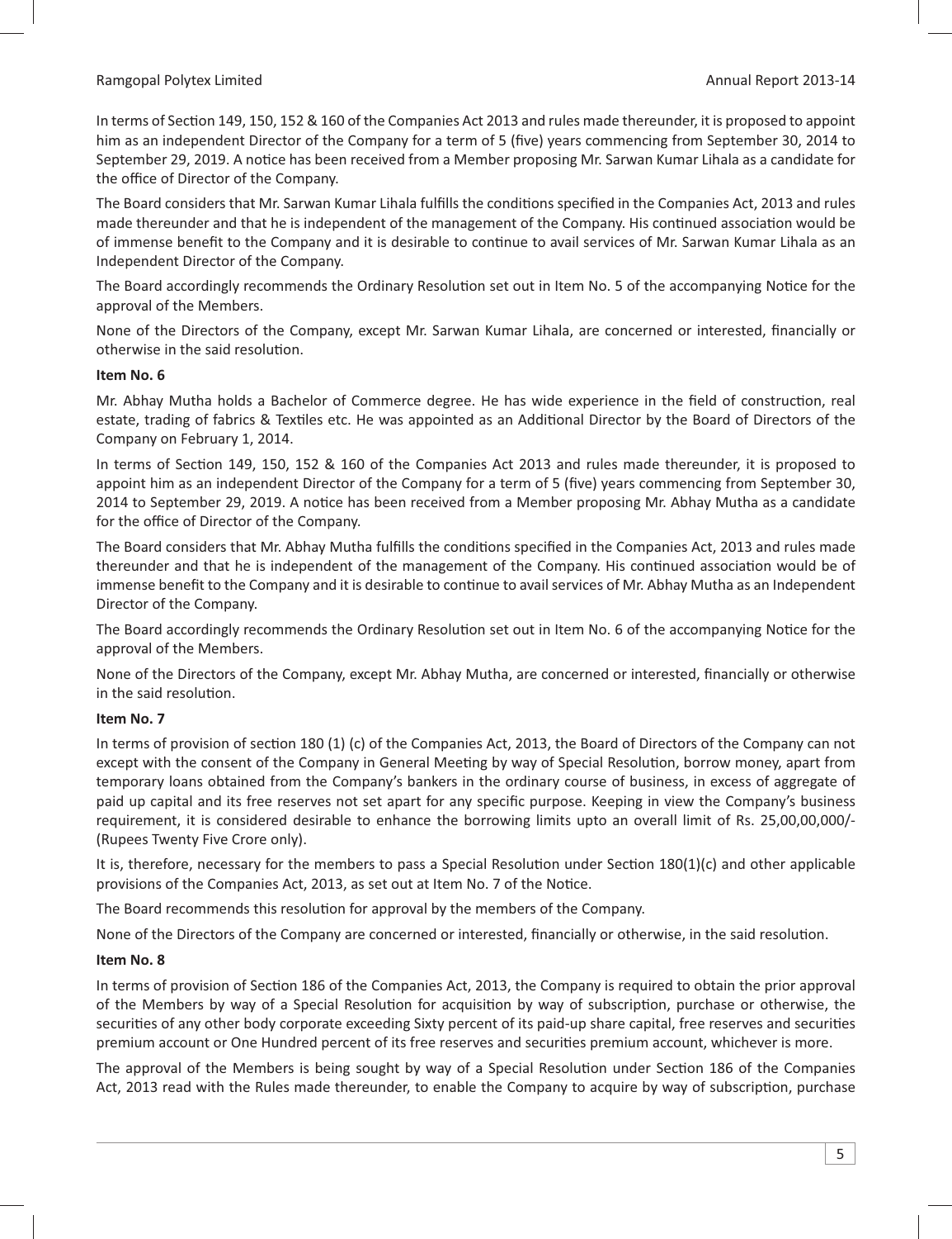In terms of Section 149, 150, 152 & 160 of the Companies Act 2013 and rules made thereunder, it is proposed to appoint him as an independent Director of the Company for a term of 5 (five) years commencing from September 30, 2014 to September 29, 2019. A notice has been received from a Member proposing Mr. Sarwan Kumar Lihala as a candidate for the office of Director of the Company.

The Board considers that Mr. Sarwan Kumar Lihala fulfills the conditions specified in the Companies Act, 2013 and rules made thereunder and that he is independent of the management of the Company. His continued association would be of immense benefit to the Company and it is desirable to continue to avail services of Mr. Sarwan Kumar Lihala as an Independent Director of the Company.

The Board accordingly recommends the Ordinary Resolution set out in Item No. 5 of the accompanying Notice for the approval of the Members.

None of the Directors of the Company, except Mr. Sarwan Kumar Lihala, are concerned or interested, financially or otherwise in the said resolution.

**Item No. 6**

Mr. Abhay Mutha holds a Bachelor of Commerce degree. He has wide experience in the field of construction, real estate, trading of fabrics & Textiles etc. He was appointed as an Additional Director by the Board of Directors of the Company on February 1, 2014.

In terms of Section 149, 150, 152 & 160 of the Companies Act 2013 and rules made thereunder, it is proposed to appoint him as an independent Director of the Company for a term of 5 (five) years commencing from September 30, 2014 to September 29, 2019. A notice has been received from a Member proposing Mr. Abhay Mutha as a candidate for the office of Director of the Company.

The Board considers that Mr. Abhay Mutha fulfills the conditions specified in the Companies Act, 2013 and rules made thereunder and that he is independent of the management of the Company. His continued association would be of immense benefit to the Company and it is desirable to continue to avail services of Mr. Abhay Mutha as an Independent Director of the Company.

The Board accordingly recommends the Ordinary Resolution set out in Item No. 6 of the accompanying Notice for the approval of the Members.

None of the Directors of the Company, except Mr. Abhay Mutha, are concerned or interested, financially or otherwise in the said resolution.

**Item No. 7**

In terms of provision of section 180 (1) (c) of the Companies Act, 2013, the Board of Directors of the Company can not except with the consent of the Company in General Meeting by way of Special Resolution, borrow money, apart from temporary loans obtained from the Company's bankers in the ordinary course of business, in excess of aggregate of paid up capital and its free reserves not set apart for any specific purpose. Keeping in view the Company's business requirement, it is considered desirable to enhance the borrowing limits upto an overall limit of Rs. 25,00,00,000/- (Rupees Twenty Five Crore only).

It is, therefore, necessary for the members to pass a Special Resolution under Section 180(1)(c) and other applicable provisions of the Companies Act, 2013, as set out at Item No. 7 of the Notice.

The Board recommends this resolution for approval by the members of the Company.

None of the Directors of the Company are concerned or interested, financially or otherwise, in the said resolution.

**Item No. 8**

In terms of provision of Section 186 of the Companies Act, 2013, the Company is required to obtain the prior approval of the Members by way of a Special Resolution for acquisition by way of subscription, purchase or otherwise, the securities of any other body corporate exceeding Sixty percent of its paid-up share capital, free reserves and securities premium account or One Hundred percent of its free reserves and securities premium account, whichever is more.

The approval of the Members is being sought by way of a Special Resolution under Section 186 of the Companies Act, 2013 read with the Rules made thereunder, to enable the Company to acquire by way of subscription, purchase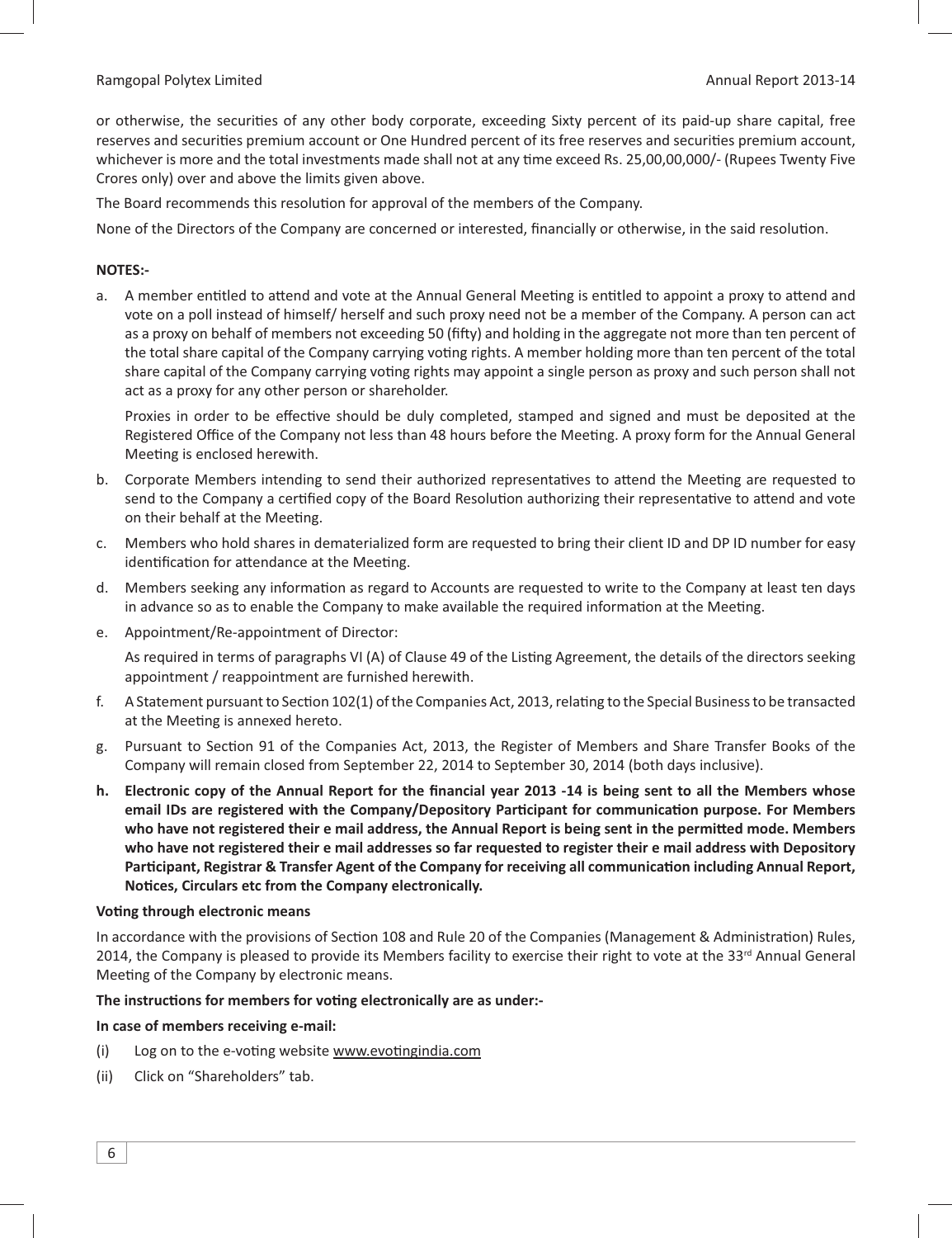or otherwise, the securities of any other body corporate, exceeding Sixty percent of its paid-up share capital, free reserves and securities premium account or One Hundred percent of its free reserves and securities premium account, whichever is more and the total investments made shall not at any time exceed Rs. 25,00,00,000/- (Rupees Twenty Five Crores only) over and above the limits given above.

The Board recommends this resolution for approval of the members of the Company.

None of the Directors of the Company are concerned or interested, financially or otherwise, in the said resolution.

**NOTES:-**

a. A member entitled to attend and vote at the Annual General Meeting is entitled to appoint a proxy to attend and vote on a poll instead of himself/ herself and such proxy need not be a member of the Company. A person can act as a proxy on behalf of members not exceeding 50 (fifty) and holding in the aggregate not more than ten percent of the total share capital of the Company carrying voting rights. A member holding more than ten percent of the total share capital of the Company carrying voting rights may appoint a single person as proxy and such person shall not act as a proxy for any other person or shareholder.

   Proxies in order to be effective should be duly completed, stamped and signed and must be deposited at the Registered Office of the Company not less than 48 hours before the Meeting. A proxy form for the Annual General Meeting is enclosed herewith.

b. Corporate Members intending to send their authorized representatives to attend the Meeting are requested to send to the Company a certified copy of the Board Resolution authorizing their representative to attend and vote on their behalf at the Meeting.

c. Members who hold shares in dematerialized form are requested to bring their client ID and DP ID number for easy identification for attendance at the Meeting.

d. Members seeking any information as regard to Accounts are requested to write to the Company at least ten days in advance so as to enable the Company to make available the required information at the Meeting.

e. Appointment/Re-appointment of Director:

   As required in terms of paragraphs VI (A) of Clause 49 of the Listing Agreement, the details of the directors seeking appointment / reappointment are furnished herewith.

f. A Statement pursuant to Section 102(1) of the Companies Act, 2013, relating to the Special Business to be transacted at the Meeting is annexed hereto.

g. Pursuant to Section 91 of the Companies Act, 2013, the Register of Members and Share Transfer Books of the Company will remain closed from September 22, 2014 to September 30, 2014 (both days inclusive).

h. **Electronic copy of the Annual Report for the financial year 2013 -14 is being sent to all the Members whose email IDs are registered with the Company/Depository Participant for communication purpose. For Members who have not registered their e mail address, the Annual Report is being sent in the permitted mode. Members who have not registered their e mail addresses so far requested to register their e mail address with Depository Participant, Registrar & Transfer Agent of the Company for receiving all communication including Annual Report, Notices, Circulars etc from the Company electronically.**

**Voting through electronic means**

In accordance with the provisions of Section 108 and Rule 20 of the Companies (Management & Administration) Rules, 2014, the Company is pleased to provide its Members facility to exercise their right to vote at the 33rd Annual General Meeting of the Company by electronic means.

**The instructions for members for voting electronically are as under:-**

**In case of members receiving e-mail:**

(i) Log on to the e-voting website www.evotingindia.com

(ii) Click on "Shareholders" tab.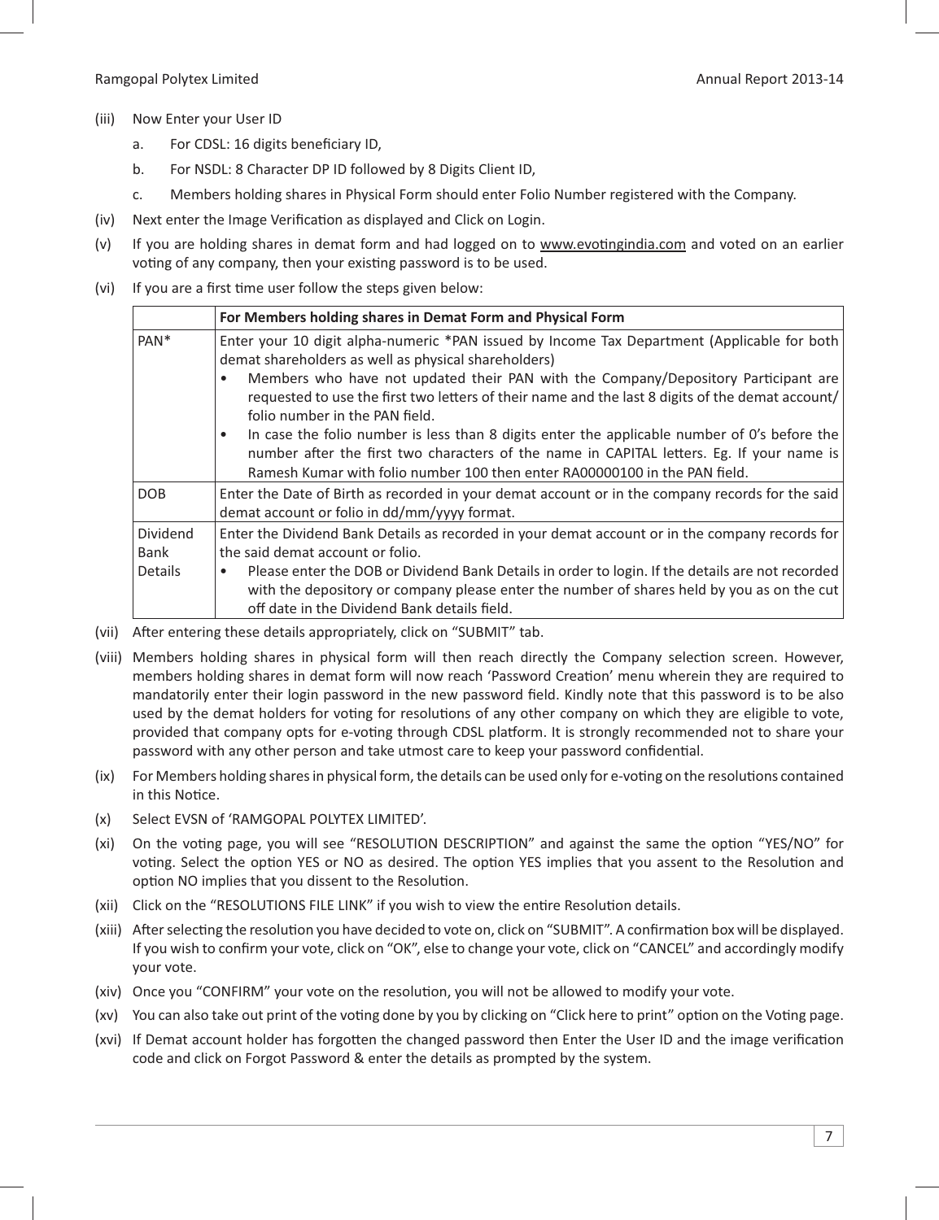(iii) Now Enter your User ID

a. For CDSL: 16 digits beneficiary ID,

b. For NSDL: 8 Character DP ID followed by 8 Digits Client ID,

c. Members holding shares in Physical Form should enter Folio Number registered with the Company.

(iv) Next enter the Image Verification as displayed and Click on Login.

(v) If you are holding shares in demat form and had logged on to www.evotingindia.com and voted on an earlier voting of any company, then your existing password is to be used.

(vi) If you are a first time user follow the steps given below:

| | For Members holding shares in Demat Form and Physical Form |
|---|---|
| PAN* | Enter your 10 digit alpha-numeric *PAN issued by Income Tax Department (Applicable for both demat shareholders as well as physical shareholders)<br>• Members who have not updated their PAN with the Company/Depository Participant are requested to use the first two letters of their name and the last 8 digits of the demat account/ folio number in the PAN field.<br>• In case the folio number is less than 8 digits enter the applicable number of 0's before the number after the first two characters of the name in CAPITAL letters. Eg. If your name is Ramesh Kumar with folio number 100 then enter RA00000100 in the PAN field. |
| DOB | Enter the Date of Birth as recorded in your demat account or in the company records for the said demat account or folio in dd/mm/yyyy format. |
| Dividend Bank Details | Enter the Dividend Bank Details as recorded in your demat account or in the company records for the said demat account or folio.<br>• Please enter the DOB or Dividend Bank Details in order to login. If the details are not recorded with the depository or company please enter the number of shares held by you as on the cut off date in the Dividend Bank details field. |

(vii) After entering these details appropriately, click on "SUBMIT" tab.

(viii) Members holding shares in physical form will then reach directly the Company selection screen. However, members holding shares in demat form will now reach 'Password Creation' menu wherein they are required to mandatorily enter their login password in the new password field. Kindly note that this password is to be also used by the demat holders for voting for resolutions of any other company on which they are eligible to vote, provided that company opts for e-voting through CDSL platform. It is strongly recommended not to share your password with any other person and take utmost care to keep your password confidential.

(ix) For Members holding shares in physical form, the details can be used only for e-voting on the resolutions contained in this Notice.

(x) Select EVSN of 'RAMGOPAL POLYTEX LIMITED'.

(xi) On the voting page, you will see "RESOLUTION DESCRIPTION" and against the same the option "YES/NO" for voting. Select the option YES or NO as desired. The option YES implies that you assent to the Resolution and option NO implies that you dissent to the Resolution.

(xii) Click on the "RESOLUTIONS FILE LINK" if you wish to view the entire Resolution details.

(xiii) After selecting the resolution you have decided to vote on, click on "SUBMIT". A confirmation box will be displayed. If you wish to confirm your vote, click on "OK", else to change your vote, click on "CANCEL" and accordingly modify your vote.

(xiv) Once you "CONFIRM" your vote on the resolution, you will not be allowed to modify your vote.

(xv) You can also take out print of the voting done by you by clicking on "Click here to print" option on the Voting page.

(xvi) If Demat account holder has forgotten the changed password then Enter the User ID and the image verification code and click on Forgot Password & enter the details as prompted by the system.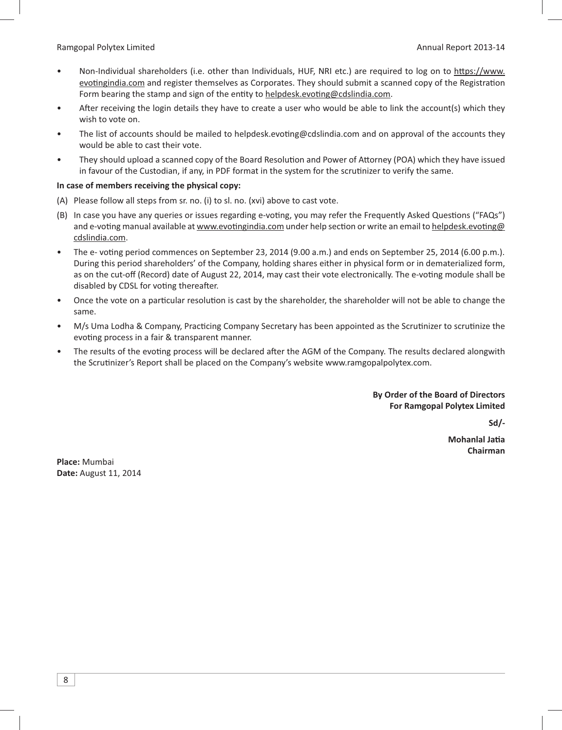- Non-Individual shareholders (i.e. other than Individuals, HUF, NRI etc.) are required to log on to https://www.evotingindia.com and register themselves as Corporates. They should submit a scanned copy of the Registration Form bearing the stamp and sign of the entity to helpdesk.evoting@cdslindia.com.
- After receiving the login details they have to create a user who would be able to link the account(s) which they wish to vote on.
- The list of accounts should be mailed to helpdesk.evoting@cdslindia.com and on approval of the accounts they would be able to cast their vote.
- They should upload a scanned copy of the Board Resolution and Power of Attorney (POA) which they have issued in favour of the Custodian, if any, in PDF format in the system for the scrutinizer to verify the same.

**In case of members receiving the physical copy:**

(A) Please follow all steps from sr. no. (i) to sl. no. (xvi) above to cast vote.

(B) In case you have any queries or issues regarding e-voting, you may refer the Frequently Asked Questions ("FAQs") and e-voting manual available at www.evotingindia.com under help section or write an email to helpdesk.evoting@cdslindia.com.

- The e- voting period commences on September 23, 2014 (9.00 a.m.) and ends on September 25, 2014 (6.00 p.m.). During this period shareholders' of the Company, holding shares either in physical form or in dematerialized form, as on the cut-off (Record) date of August 22, 2014, may cast their vote electronically. The e-voting module shall be disabled by CDSL for voting thereafter.
- Once the vote on a particular resolution is cast by the shareholder, the shareholder will not be able to change the same.
- M/s Uma Lodha & Company, Practicing Company Secretary has been appointed as the Scrutinizer to scrutinize the evoting process in a fair & transparent manner.
- The results of the evoting process will be declared after the AGM of the Company. The results declared alongwith the Scrutinizer's Report shall be placed on the Company's website www.ramgopalpolytex.com.

**By Order of the Board of Directors**
**For Ramgopal Polytex Limited**

**Sd/-**

**Mohanlal Jatia**
**Chairman**

**Place:** Mumbai
**Date:** August 11, 2014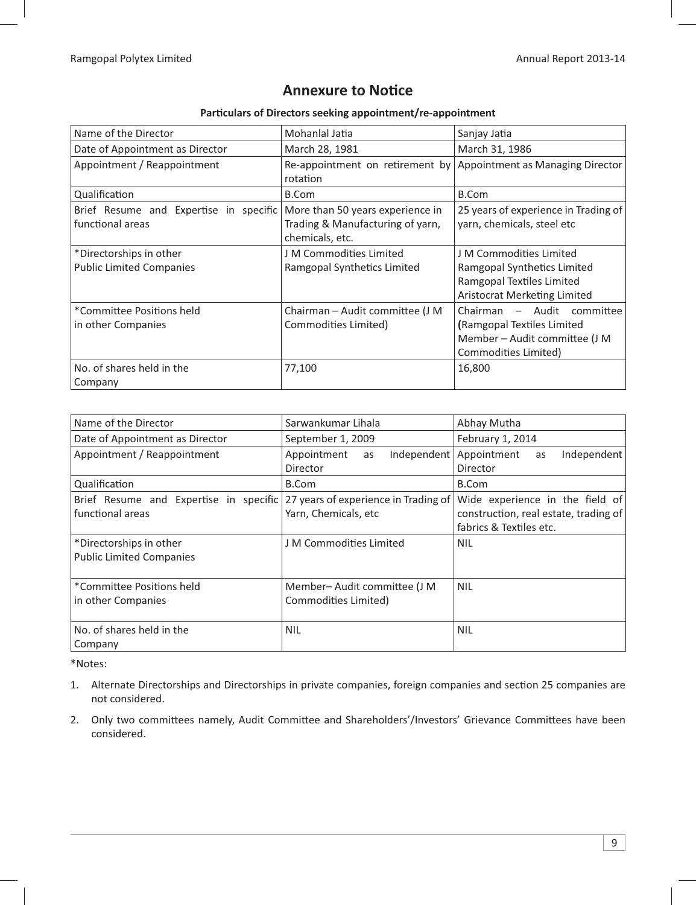# Annexure to Notice

**Particulars of Directors seeking appointment/re-appointment**

| Name of the Director | Mohanlal Jatia | Sanjay Jatia |
|---|---|---|
| Date of Appointment as Director | March 28, 1981 | March 31, 1986 |
| Appointment / Reappointment | Re-appointment on retirement by rotation | Appointment as Managing Director |
| Qualification | B.Com | B.Com |
| Brief Resume and Expertise in specific functional areas | More than 50 years experience in Trading & Manufacturing of yarn, chemicals, etc. | 25 years of experience in Trading of yarn, chemicals, steel etc |
| *Directorships in other Public Limited Companies | J M Commodities Limited<br>Ramgopal Synthetics Limited | J M Commodities Limited<br>Ramgopal Synthetics Limited<br>Ramgopal Textiles Limited<br>Aristocrat Merketing Limited |
| *Committee Positions held in other Companies | Chairman – Audit committee (J M Commodities Limited) | Chairman – Audit committee (Ramgopal Textiles Limited<br>Member – Audit committee (J M Commodities Limited) |
| No. of shares held in the Company | 77,100 | 16,800 |

| Name of the Director | Sarwankumar Lihala | Abhay Mutha |
|---|---|---|
| Date of Appointment as Director | September 1, 2009 | February 1, 2014 |
| Appointment / Reappointment | Appointment as Independent Director | Appointment as Independent Director |
| Qualification | B.Com | B.Com |
| Brief Resume and Expertise in specific functional areas | 27 years of experience in Trading of Yarn, Chemicals, etc | Wide experience in the field of construction, real estate, trading of fabrics & Textiles etc. |
| *Directorships in other Public Limited Companies | J M Commodities Limited | NIL |
| *Committee Positions held in other Companies | Member– Audit committee (J M Commodities Limited) | NIL |
| No. of shares held in the Company | NIL | NIL |

*Notes:

1. Alternate Directorships and Directorships in private companies, foreign companies and section 25 companies are not considered.
2. Only two committees namely, Audit Committee and Shareholders'/Investors' Grievance Committees have been considered.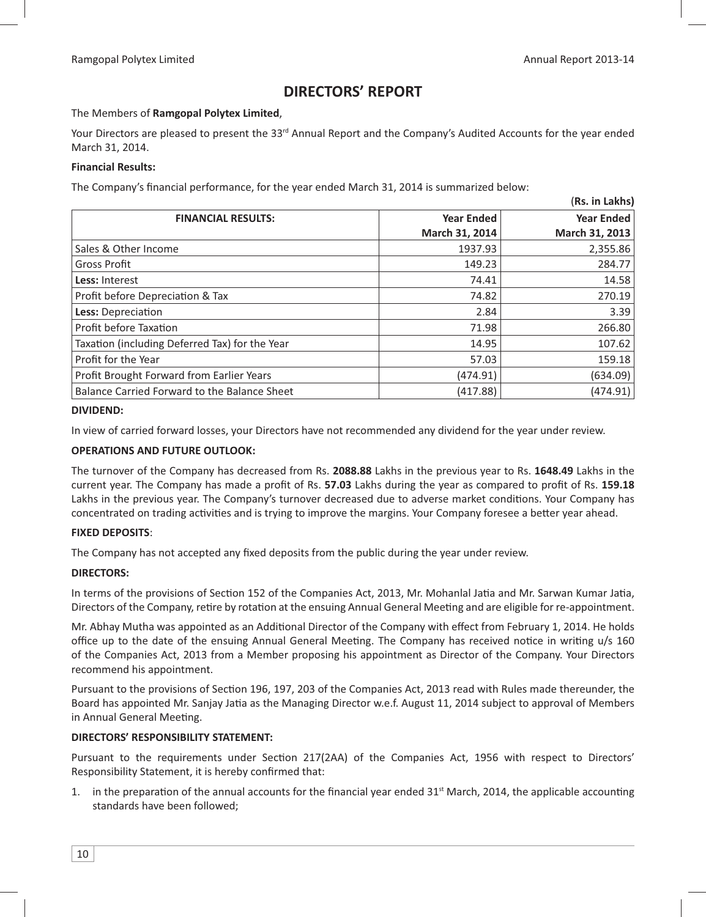# DIRECTORS' REPORT

The Members of **Ramgopal Polytex Limited**,

Your Directors are pleased to present the 33rd Annual Report and the Company's Audited Accounts for the year ended March 31, 2014.

**Financial Results:**

The Company's financial performance, for the year ended March 31, 2014 is summarized below:

(**Rs. in Lakhs)**

| FINANCIAL RESULTS: | Year Ended March 31, 2014 | Year Ended March 31, 2013 |
|---|---|---|
| Sales & Other Income | 1937.93 | 2,355.86 |
| Gross Profit | 149.23 | 284.77 |
| **Less:** Interest | 74.41 | 14.58 |
| Profit before Depreciation & Tax | 74.82 | 270.19 |
| **Less:** Depreciation | 2.84 | 3.39 |
| Profit before Taxation | 71.98 | 266.80 |
| Taxation (including Deferred Tax) for the Year | 14.95 | 107.62 |
| Profit for the Year | 57.03 | 159.18 |
| Profit Brought Forward from Earlier Years | (474.91) | (634.09) |
| Balance Carried Forward to the Balance Sheet | (417.88) | (474.91) |

**DIVIDEND:**

In view of carried forward losses, your Directors have not recommended any dividend for the year under review.

**OPERATIONS AND FUTURE OUTLOOK:**

The turnover of the Company has decreased from Rs. **2088.88** Lakhs in the previous year to Rs. **1648.49** Lakhs in the current year. The Company has made a profit of Rs. **57.03** Lakhs during the year as compared to profit of Rs. **159.18** Lakhs in the previous year. The Company's turnover decreased due to adverse market conditions. Your Company has concentrated on trading activities and is trying to improve the margins. Your Company foresee a better year ahead.

**FIXED DEPOSITS**:

The Company has not accepted any fixed deposits from the public during the year under review.

**DIRECTORS:**

In terms of the provisions of Section 152 of the Companies Act, 2013, Mr. Mohanlal Jatia and Mr. Sarwan Kumar Jatia, Directors of the Company, retire by rotation at the ensuing Annual General Meeting and are eligible for re-appointment.

Mr. Abhay Mutha was appointed as an Additional Director of the Company with effect from February 1, 2014. He holds office up to the date of the ensuing Annual General Meeting. The Company has received notice in writing u/s 160 of the Companies Act, 2013 from a Member proposing his appointment as Director of the Company. Your Directors recommend his appointment.

Pursuant to the provisions of Section 196, 197, 203 of the Companies Act, 2013 read with Rules made thereunder, the Board has appointed Mr. Sanjay Jatia as the Managing Director w.e.f. August 11, 2014 subject to approval of Members in Annual General Meeting.

**DIRECTORS' RESPONSIBILITY STATEMENT:**

Pursuant to the requirements under Section 217(2AA) of the Companies Act, 1956 with respect to Directors' Responsibility Statement, it is hereby confirmed that:

1. in the preparation of the annual accounts for the financial year ended 31st March, 2014, the applicable accounting standards have been followed;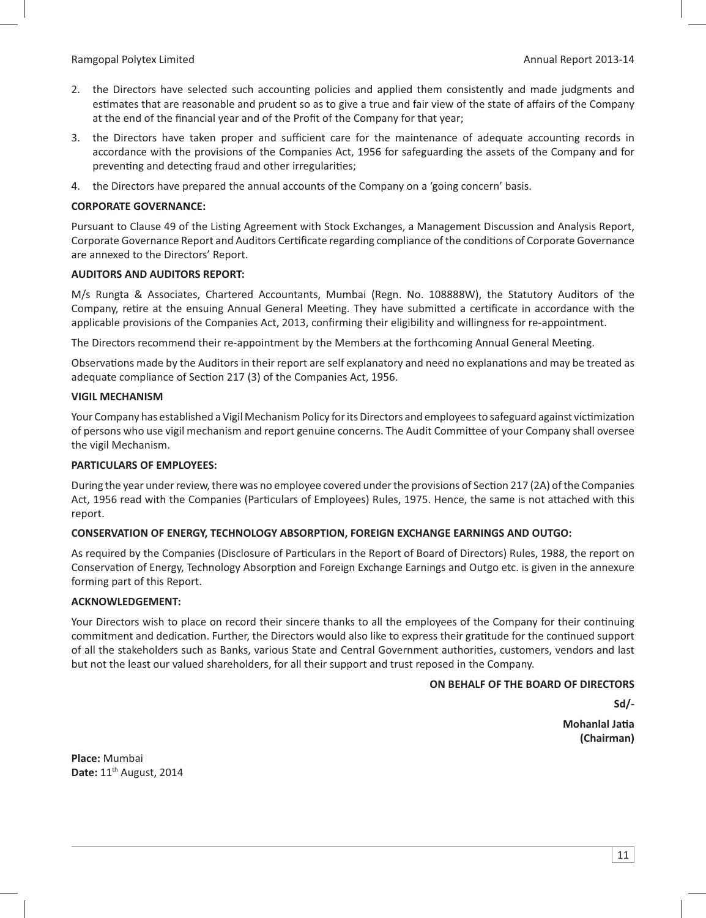2. the Directors have selected such accounting policies and applied them consistently and made judgments and estimates that are reasonable and prudent so as to give a true and fair view of the state of affairs of the Company at the end of the financial year and of the Profit of the Company for that year;
3. the Directors have taken proper and sufficient care for the maintenance of adequate accounting records in accordance with the provisions of the Companies Act, 1956 for safeguarding the assets of the Company and for preventing and detecting fraud and other irregularities;
4. the Directors have prepared the annual accounts of the Company on a 'going concern' basis.

**CORPORATE GOVERNANCE:**

Pursuant to Clause 49 of the Listing Agreement with Stock Exchanges, a Management Discussion and Analysis Report, Corporate Governance Report and Auditors Certificate regarding compliance of the conditions of Corporate Governance are annexed to the Directors' Report.

**AUDITORS AND AUDITORS REPORT:**

M/s Rungta & Associates, Chartered Accountants, Mumbai (Regn. No. 108888W), the Statutory Auditors of the Company, retire at the ensuing Annual General Meeting. They have submitted a certificate in accordance with the applicable provisions of the Companies Act, 2013, confirming their eligibility and willingness for re-appointment.

The Directors recommend their re-appointment by the Members at the forthcoming Annual General Meeting.

Observations made by the Auditors in their report are self explanatory and need no explanations and may be treated as adequate compliance of Section 217 (3) of the Companies Act, 1956.

**VIGIL MECHANISM**

Your Company has established a Vigil Mechanism Policy for its Directors and employees to safeguard against victimization of persons who use vigil mechanism and report genuine concerns. The Audit Committee of your Company shall oversee the vigil Mechanism.

**PARTICULARS OF EMPLOYEES:**

During the year under review, there was no employee covered under the provisions of Section 217 (2A) of the Companies Act, 1956 read with the Companies (Particulars of Employees) Rules, 1975. Hence, the same is not attached with this report.

**CONSERVATION OF ENERGY, TECHNOLOGY ABSORPTION, FOREIGN EXCHANGE EARNINGS AND OUTGO:**

As required by the Companies (Disclosure of Particulars in the Report of Board of Directors) Rules, 1988, the report on Conservation of Energy, Technology Absorption and Foreign Exchange Earnings and Outgo etc. is given in the annexure forming part of this Report.

**ACKNOWLEDGEMENT:**

Your Directors wish to place on record their sincere thanks to all the employees of the Company for their continuing commitment and dedication. Further, the Directors would also like to express their gratitude for the continued support of all the stakeholders such as Banks, various State and Central Government authorities, customers, vendors and last but not the least our valued shareholders, for all their support and trust reposed in the Company.

**ON BEHALF OF THE BOARD OF DIRECTORS**

**Sd/-**

**Mohanlal Jatia**
**(Chairman)**

**Place:** Mumbai
**Date:** 11th August, 2014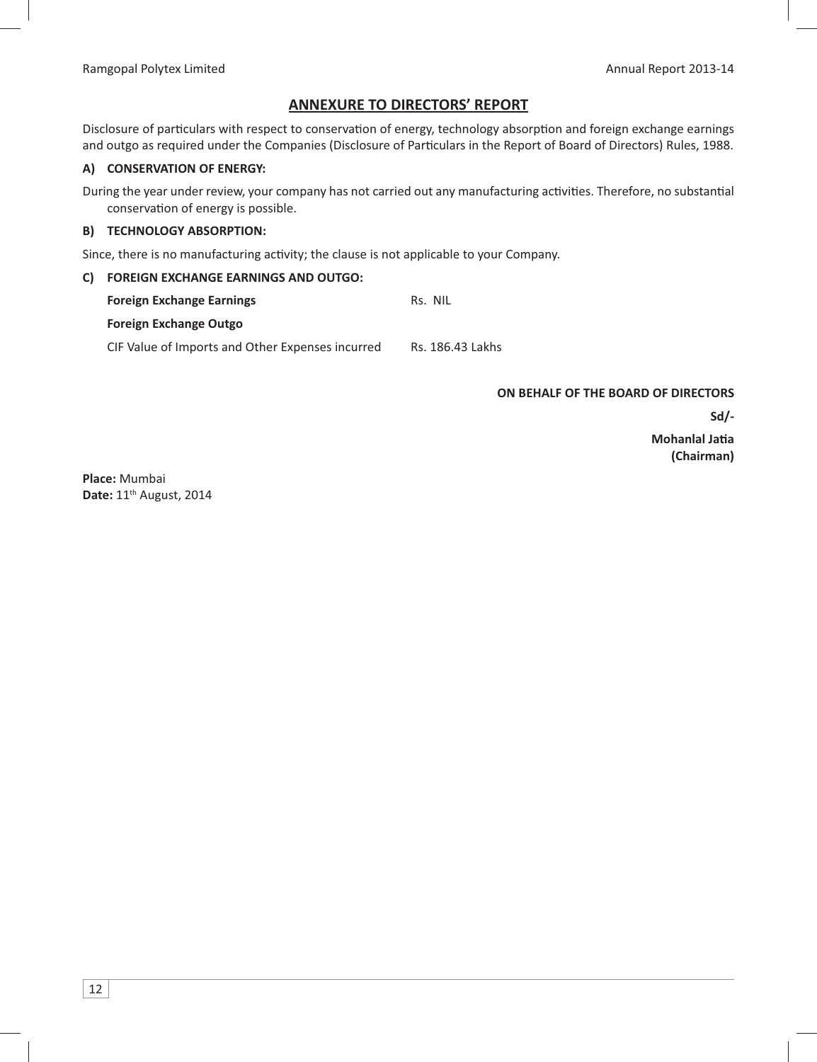## ANNEXURE TO DIRECTORS' REPORT

Disclosure of particulars with respect to conservation of energy, technology absorption and foreign exchange earnings and outgo as required under the Companies (Disclosure of Particulars in the Report of Board of Directors) Rules, 1988.

### A) CONSERVATION OF ENERGY:

During the year under review, your company has not carried out any manufacturing activities. Therefore, no substantial conservation of energy is possible.

### B) TECHNOLOGY ABSORPTION:

Since, there is no manufacturing activity; the clause is not applicable to your Company.

### C) FOREIGN EXCHANGE EARNINGS AND OUTGO:

| | |
|---|---|
| **Foreign Exchange Earnings** | Rs. NIL |
| **Foreign Exchange Outgo** | |
| CIF Value of Imports and Other Expenses incurred | Rs. 186.43 Lakhs |

**ON BEHALF OF THE BOARD OF DIRECTORS**

**Sd/-**

**Mohanlal Jatia**
**(Chairman)**

**Place:** Mumbai
**Date:** 11th August, 2014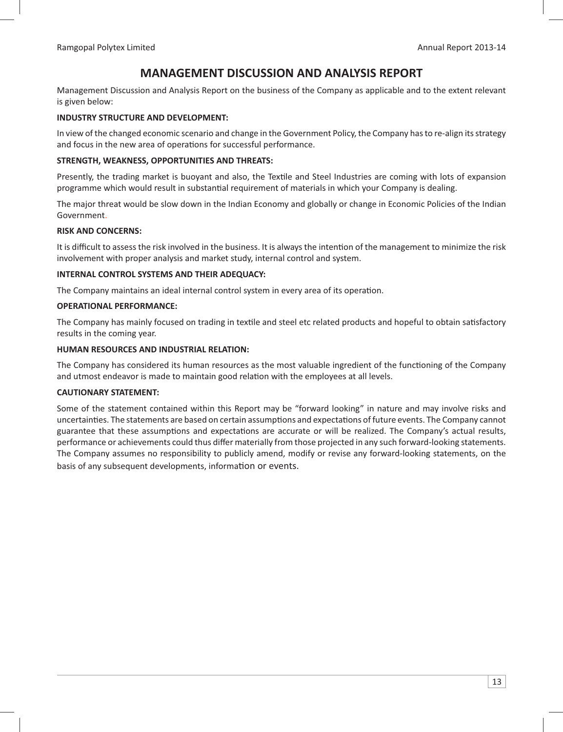# MANAGEMENT DISCUSSION AND ANALYSIS REPORT

Management Discussion and Analysis Report on the business of the Company as applicable and to the extent relevant is given below:

**INDUSTRY STRUCTURE AND DEVELOPMENT:**

In view of the changed economic scenario and change in the Government Policy, the Company has to re-align its strategy and focus in the new area of operations for successful performance.

**STRENGTH, WEAKNESS, OPPORTUNITIES AND THREATS:**

Presently, the trading market is buoyant and also, the Textile and Steel Industries are coming with lots of expansion programme which would result in substantial requirement of materials in which your Company is dealing.

The major threat would be slow down in the Indian Economy and globally or change in Economic Policies of the Indian Government.

**RISK AND CONCERNS:**

It is difficult to assess the risk involved in the business. It is always the intention of the management to minimize the risk involvement with proper analysis and market study, internal control and system.

**INTERNAL CONTROL SYSTEMS AND THEIR ADEQUACY:**

The Company maintains an ideal internal control system in every area of its operation.

**OPERATIONAL PERFORMANCE:**

The Company has mainly focused on trading in textile and steel etc related products and hopeful to obtain satisfactory results in the coming year.

**HUMAN RESOURCES AND INDUSTRIAL RELATION:**

The Company has considered its human resources as the most valuable ingredient of the functioning of the Company and utmost endeavor is made to maintain good relation with the employees at all levels.

**CAUTIONARY STATEMENT:**

Some of the statement contained within this Report may be "forward looking" in nature and may involve risks and uncertainties. The statements are based on certain assumptions and expectations of future events. The Company cannot guarantee that these assumptions and expectations are accurate or will be realized. The Company's actual results, performance or achievements could thus differ materially from those projected in any such forward-looking statements. The Company assumes no responsibility to publicly amend, modify or revise any forward-looking statements, on the basis of any subsequent developments, information or events.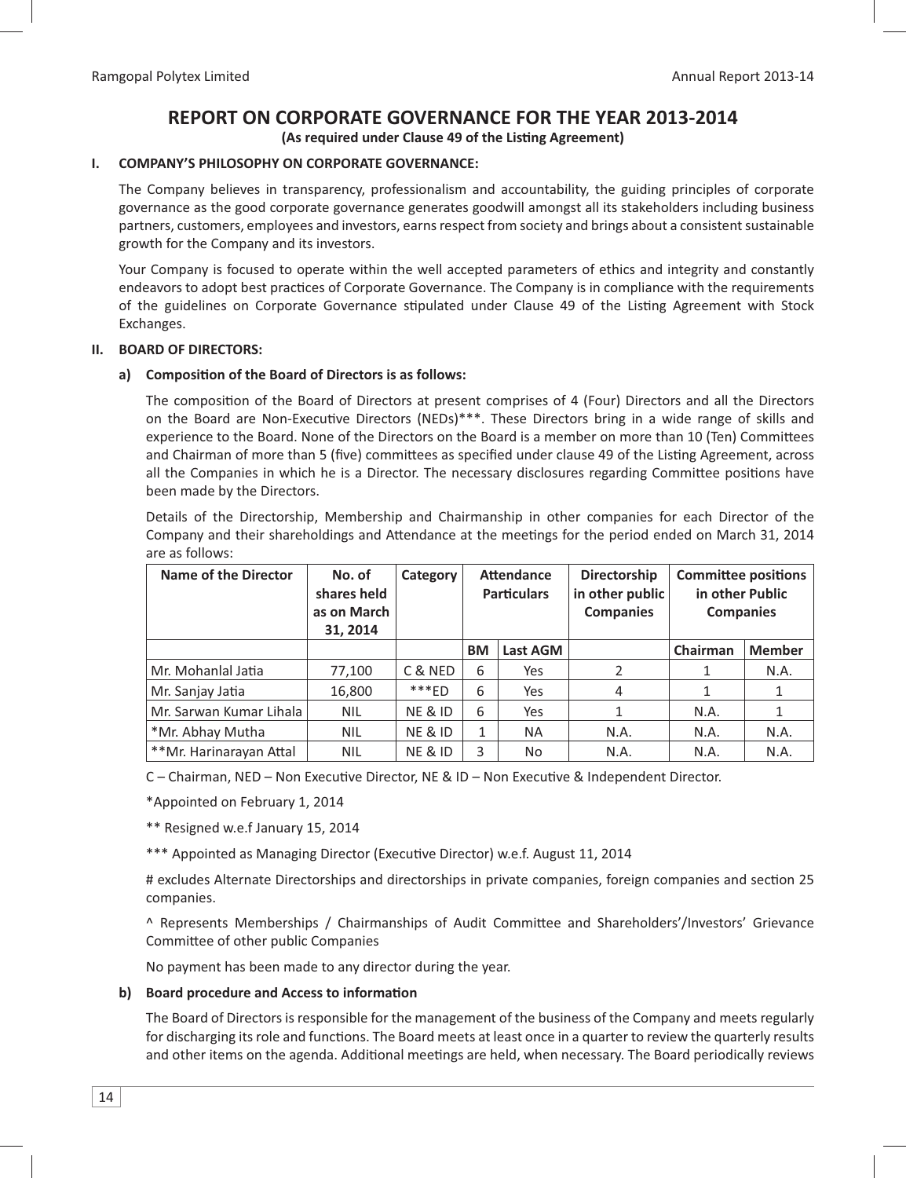# REPORT ON CORPORATE GOVERNANCE FOR THE YEAR 2013-2014

**(As required under Clause 49 of the Listing Agreement)**

## I. COMPANY'S PHILOSOPHY ON CORPORATE GOVERNANCE:

The Company believes in transparency, professionalism and accountability, the guiding principles of corporate governance as the good corporate governance generates goodwill amongst all its stakeholders including business partners, customers, employees and investors, earns respect from society and brings about a consistent sustainable growth for the Company and its investors.

Your Company is focused to operate within the well accepted parameters of ethics and integrity and constantly endeavors to adopt best practices of Corporate Governance. The Company is in compliance with the requirements of the guidelines on Corporate Governance stipulated under Clause 49 of the Listing Agreement with Stock Exchanges.

## II. BOARD OF DIRECTORS:

### a) Composition of the Board of Directors is as follows:

The composition of the Board of Directors at present comprises of 4 (Four) Directors and all the Directors on the Board are Non-Executive Directors (NEDs)***. These Directors bring in a wide range of skills and experience to the Board. None of the Directors on the Board is a member on more than 10 (Ten) Committees and Chairman of more than 5 (five) committees as specified under clause 49 of the Listing Agreement, across all the Companies in which he is a Director. The necessary disclosures regarding Committee positions have been made by the Directors.

Details of the Directorship, Membership and Chairmanship in other companies for each Director of the Company and their shareholdings and Attendance at the meetings for the period ended on March 31, 2014 are as follows:

| Name of the Director | No. of shares held as on March 31, 2014 | Category | Attendance Particulars | | Directorship in other public Companies | Committee positions in other Public Companies | |
|---|---|---|---|---|---|---|---|
| | | | BM | Last AGM | | Chairman | Member |
| Mr. Mohanlal Jatia | 77,100 | C & NED | 6 | Yes | 2 | 1 | N.A. |
| Mr. Sanjay Jatia | 16,800 | ***ED | 6 | Yes | 4 | 1 | 1 |
| Mr. Sarwan Kumar Lihala | NIL | NE & ID | 6 | Yes | 1 | N.A. | 1 |
| *Mr. Abhay Mutha | NIL | NE & ID | 1 | NA | N.A. | N.A. | N.A. |
| **Mr. Harinarayan Attal | NIL | NE & ID | 3 | No | N.A. | N.A. | N.A. |

C – Chairman, NED – Non Executive Director, NE & ID – Non Executive & Independent Director.

*Appointed on February 1, 2014

** Resigned w.e.f January 15, 2014

*** Appointed as Managing Director (Executive Director) w.e.f. August 11, 2014

# excludes Alternate Directorships and directorships in private companies, foreign companies and section 25 companies.

^ Represents Memberships / Chairmanships of Audit Committee and Shareholders'/Investors' Grievance Committee of other public Companies

No payment has been made to any director during the year.

### b) Board procedure and Access to information

The Board of Directors is responsible for the management of the business of the Company and meets regularly for discharging its role and functions. The Board meets at least once in a quarter to review the quarterly results and other items on the agenda. Additional meetings are held, when necessary. The Board periodically reviews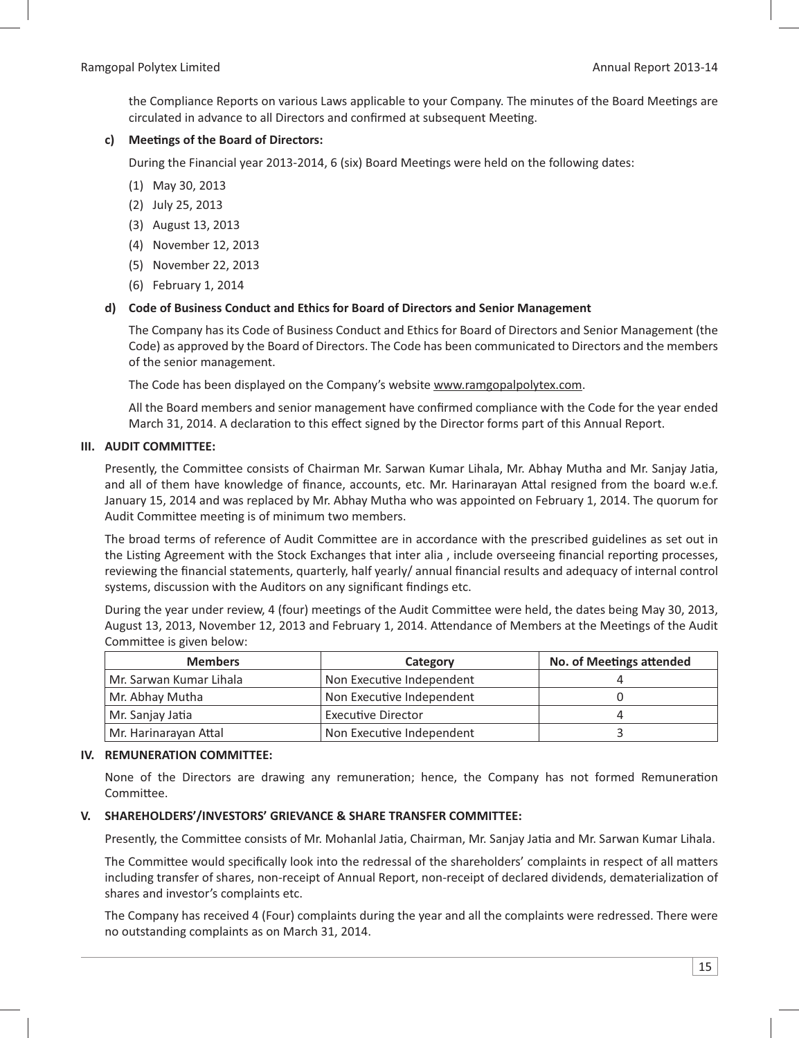the Compliance Reports on various Laws applicable to your Company. The minutes of the Board Meetings are circulated in advance to all Directors and confirmed at subsequent Meeting.

**c) Meetings of the Board of Directors:**

During the Financial year 2013-2014, 6 (six) Board Meetings were held on the following dates:

(1) May 30, 2013

(2) July 25, 2013

(3) August 13, 2013

(4) November 12, 2013

(5) November 22, 2013

(6) February 1, 2014

**d) Code of Business Conduct and Ethics for Board of Directors and Senior Management**

The Company has its Code of Business Conduct and Ethics for Board of Directors and Senior Management (the Code) as approved by the Board of Directors. The Code has been communicated to Directors and the members of the senior management.

The Code has been displayed on the Company's website www.ramgopalpolytex.com.

All the Board members and senior management have confirmed compliance with the Code for the year ended March 31, 2014. A declaration to this effect signed by the Director forms part of this Annual Report.

## III. AUDIT COMMITTEE:

Presently, the Committee consists of Chairman Mr. Sarwan Kumar Lihala, Mr. Abhay Mutha and Mr. Sanjay Jatia, and all of them have knowledge of finance, accounts, etc. Mr. Harinarayan Attal resigned from the board w.e.f. January 15, 2014 and was replaced by Mr. Abhay Mutha who was appointed on February 1, 2014. The quorum for Audit Committee meeting is of minimum two members.

The broad terms of reference of Audit Committee are in accordance with the prescribed guidelines as set out in the Listing Agreement with the Stock Exchanges that inter alia , include overseeing financial reporting processes, reviewing the financial statements, quarterly, half yearly/ annual financial results and adequacy of internal control systems, discussion with the Auditors on any significant findings etc.

During the year under review, 4 (four) meetings of the Audit Committee were held, the dates being May 30, 2013, August 13, 2013, November 12, 2013 and February 1, 2014. Attendance of Members at the Meetings of the Audit Committee is given below:

| Members | Category | No. of Meetings attended |
|---|---|---|
| Mr. Sarwan Kumar Lihala | Non Executive Independent | 4 |
| Mr. Abhay Mutha | Non Executive Independent | 0 |
| Mr. Sanjay Jatia | Executive Director | 4 |
| Mr. Harinarayan Attal | Non Executive Independent | 3 |

## IV. REMUNERATION COMMITTEE:

None of the Directors are drawing any remuneration; hence, the Company has not formed Remuneration Committee.

## V. SHAREHOLDERS'/INVESTORS' GRIEVANCE & SHARE TRANSFER COMMITTEE:

Presently, the Committee consists of Mr. Mohanlal Jatia, Chairman, Mr. Sanjay Jatia and Mr. Sarwan Kumar Lihala.

The Committee would specifically look into the redressal of the shareholders' complaints in respect of all matters including transfer of shares, non-receipt of Annual Report, non-receipt of declared dividends, dematerialization of shares and investor's complaints etc.

The Company has received 4 (Four) complaints during the year and all the complaints were redressed. There were no outstanding complaints as on March 31, 2014.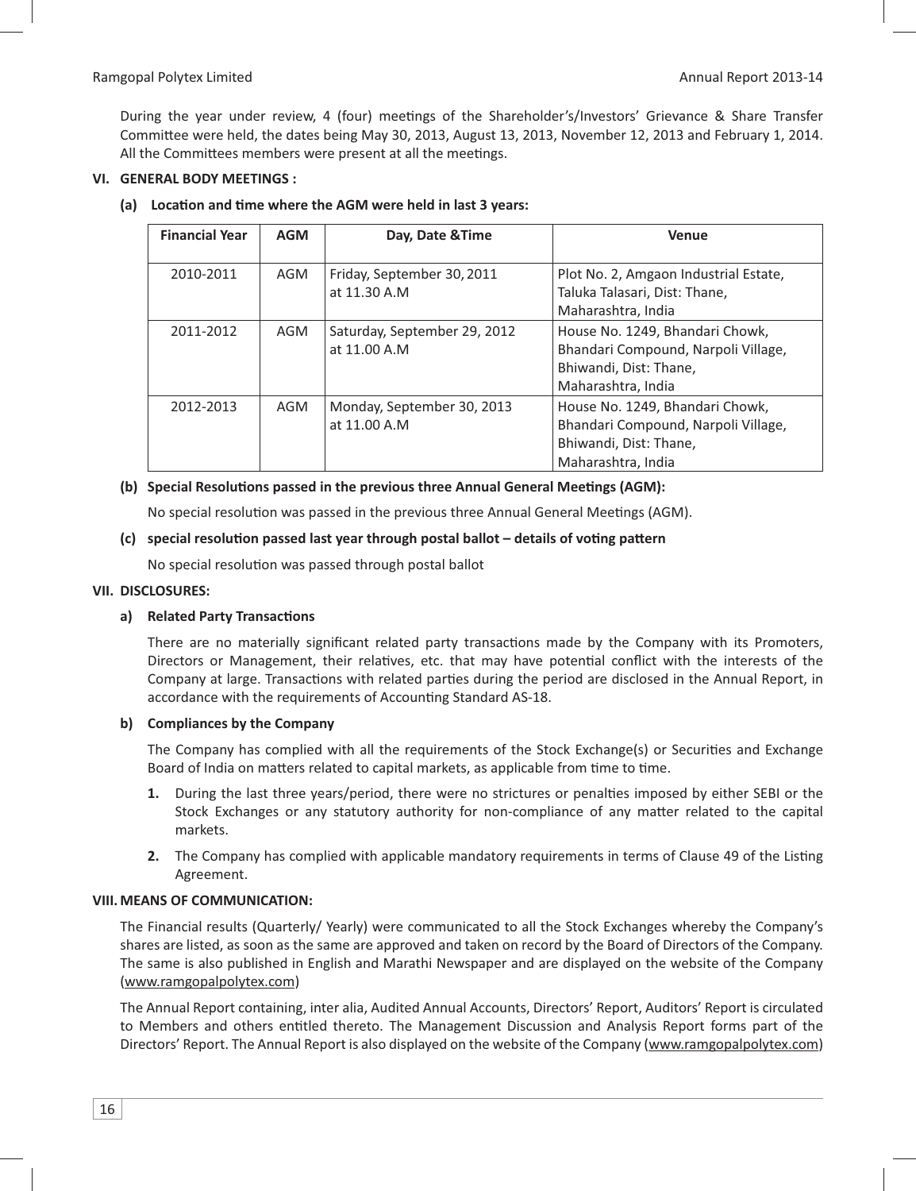During the year under review, 4 (four) meetings of the Shareholder's/Investors' Grievance & Share Transfer Committee were held, the dates being May 30, 2013, August 13, 2013, November 12, 2013 and February 1, 2014. All the Committees members were present at all the meetings.

## VI. GENERAL BODY MEETINGS :

### (a) Location and time where the AGM were held in last 3 years:

| Financial Year | AGM | Day, Date &Time | Venue |
|---|---|---|---|
| 2010-2011 | AGM | Friday, September 30, 2011 at 11.30 A.M | Plot No. 2, Amgaon Industrial Estate, Taluka Talasari, Dist: Thane, Maharashtra, India |
| 2011-2012 | AGM | Saturday, September 29, 2012 at 11.00 A.M | House No. 1249, Bhandari Chowk, Bhandari Compound, Narpoli Village, Bhiwandi, Dist: Thane, Maharashtra, India |
| 2012-2013 | AGM | Monday, September 30, 2013 at 11.00 A.M | House No. 1249, Bhandari Chowk, Bhandari Compound, Narpoli Village, Bhiwandi, Dist: Thane, Maharashtra, India |

### (b) Special Resolutions passed in the previous three Annual General Meetings (AGM):

No special resolution was passed in the previous three Annual General Meetings (AGM).

### (c) special resolution passed last year through postal ballot – details of voting pattern

No special resolution was passed through postal ballot

## VII. DISCLOSURES:

### a) Related Party Transactions

There are no materially significant related party transactions made by the Company with its Promoters, Directors or Management, their relatives, etc. that may have potential conflict with the interests of the Company at large. Transactions with related parties during the period are disclosed in the Annual Report, in accordance with the requirements of Accounting Standard AS-18.

### b) Compliances by the Company

The Company has complied with all the requirements of the Stock Exchange(s) or Securities and Exchange Board of India on matters related to capital markets, as applicable from time to time.

1. During the last three years/period, there were no strictures or penalties imposed by either SEBI or the Stock Exchanges or any statutory authority for non-compliance of any matter related to the capital markets.
2. The Company has complied with applicable mandatory requirements in terms of Clause 49 of the Listing Agreement.

## VIII. MEANS OF COMMUNICATION:

The Financial results (Quarterly/ Yearly) were communicated to all the Stock Exchanges whereby the Company's shares are listed, as soon as the same are approved and taken on record by the Board of Directors of the Company. The same is also published in English and Marathi Newspaper and are displayed on the website of the Company (www.ramgopalpolytex.com)

The Annual Report containing, inter alia, Audited Annual Accounts, Directors' Report, Auditors' Report is circulated to Members and others entitled thereto. The Management Discussion and Analysis Report forms part of the Directors' Report. The Annual Report is also displayed on the website of the Company (www.ramgopalpolytex.com)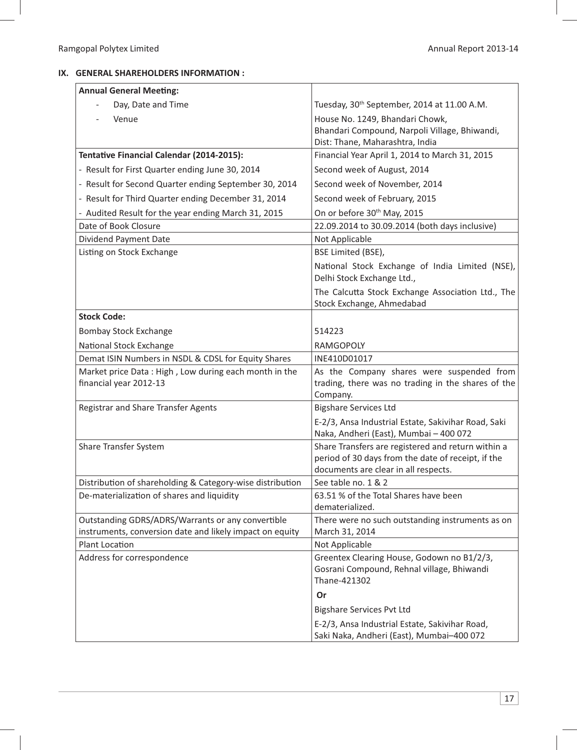## IX. GENERAL SHAREHOLDERS INFORMATION :

| **Annual General Meeting:** | |
|---|---|
| - Day, Date and Time | Tuesday, 30th September, 2014 at 11.00 A.M. |
| - Venue | House No. 1249, Bhandari Chowk, Bhandari Compound, Narpoli Village, Bhiwandi, Dist: Thane, Maharashtra, India |
| **Tentative Financial Calendar (2014-2015):** | Financial Year April 1, 2014 to March 31, 2015 |
| - Result for First Quarter ending June 30, 2014 | Second week of August, 2014 |
| - Result for Second Quarter ending September 30, 2014 | Second week of November, 2014 |
| - Result for Third Quarter ending December 31, 2014 | Second week of February, 2015 |
| - Audited Result for the year ending March 31, 2015 | On or before 30th May, 2015 |
| Date of Book Closure | 22.09.2014 to 30.09.2014 (both days inclusive) |
| Dividend Payment Date | Not Applicable |
| Listing on Stock Exchange | BSE Limited (BSE), National Stock Exchange of India Limited (NSE), Delhi Stock Exchange Ltd., The Calcutta Stock Exchange Association Ltd., The Stock Exchange, Ahmedabad |
| **Stock Code:** | |
| Bombay Stock Exchange | 514223 |
| National Stock Exchange | RAMGOPOLY |
| Demat ISIN Numbers in NSDL & CDSL for Equity Shares | INE410D01017 |
| Market price Data : High , Low during each month in the financial year 2012-13 | As the Company shares were suspended from trading, there was no trading in the shares of the Company. |
| Registrar and Share Transfer Agents | Bigshare Services Ltd<br>E-2/3, Ansa Industrial Estate, Sakivihar Road, Saki Naka, Andheri (East), Mumbai – 400 072 |
| Share Transfer System | Share Transfers are registered and return within a period of 30 days from the date of receipt, if the documents are clear in all respects. |
| Distribution of shareholding & Category-wise distribution | See table no. 1 & 2 |
| De-materialization of shares and liquidity | 63.51 % of the Total Shares have been dematerialized. |
| Outstanding GDRS/ADRS/Warrants or any convertible instruments, conversion date and likely impact on equity | There were no such outstanding instruments as on March 31, 2014 |
| Plant Location | Not Applicable |
| Address for correspondence | Greentex Clearing House, Godown no B1/2/3, Gosrani Compound, Rehnal village, Bhiwandi Thane-421302<br>**Or**<br>Bigshare Services Pvt Ltd<br>E-2/3, Ansa Industrial Estate, Sakivihar Road, Saki Naka, Andheri (East), Mumbai–400 072 |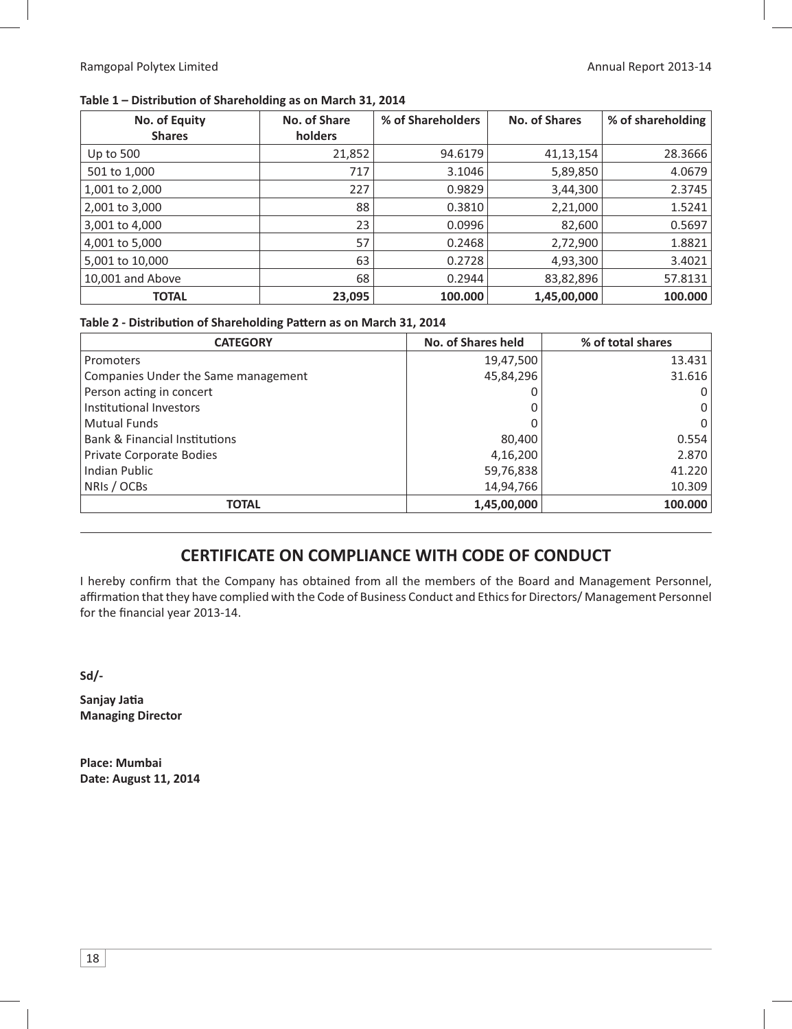**Table 1 – Distribution of Shareholding as on March 31, 2014**

| No. of Equity Shares | No. of Share holders | % of Shareholders | No. of Shares | % of shareholding |
|---|---|---|---|---|
| Up to 500 | 21,852 | 94.6179 | 41,13,154 | 28.3666 |
| 501 to 1,000 | 717 | 3.1046 | 5,89,850 | 4.0679 |
| 1,001 to 2,000 | 227 | 0.9829 | 3,44,300 | 2.3745 |
| 2,001 to 3,000 | 88 | 0.3810 | 2,21,000 | 1.5241 |
| 3,001 to 4,000 | 23 | 0.0996 | 82,600 | 0.5697 |
| 4,001 to 5,000 | 57 | 0.2468 | 2,72,900 | 1.8821 |
| 5,001 to 10,000 | 63 | 0.2728 | 4,93,300 | 3.4021 |
| 10,001 and Above | 68 | 0.2944 | 83,82,896 | 57.8131 |
| **TOTAL** | **23,095** | **100.000** | **1,45,00,000** | **100.000** |

**Table 2 - Distribution of Shareholding Pattern as on March 31, 2014**

| CATEGORY | No. of Shares held | % of total shares |
|---|---|---|
| Promoters | 19,47,500 | 13.431 |
| Companies Under the Same management | 45,84,296 | 31.616 |
| Person acting in concert | 0 | 0 |
| Institutional Investors | 0 | 0 |
| Mutual Funds | 0 | 0 |
| Bank & Financial Institutions | 80,400 | 0.554 |
| Private Corporate Bodies | 4,16,200 | 2.870 |
| Indian Public | 59,76,838 | 41.220 |
| NRIs / OCBs | 14,94,766 | 10.309 |
| **TOTAL** | **1,45,00,000** | **100.000** |

## CERTIFICATE ON COMPLIANCE WITH CODE OF CONDUCT

I hereby confirm that the Company has obtained from all the members of the Board and Management Personnel, affirmation that they have complied with the Code of Business Conduct and Ethics for Directors/ Management Personnel for the financial year 2013-14.

**Sd/-**

**Sanjay Jatia**
**Managing Director**

**Place: Mumbai**
**Date: August 11, 2014**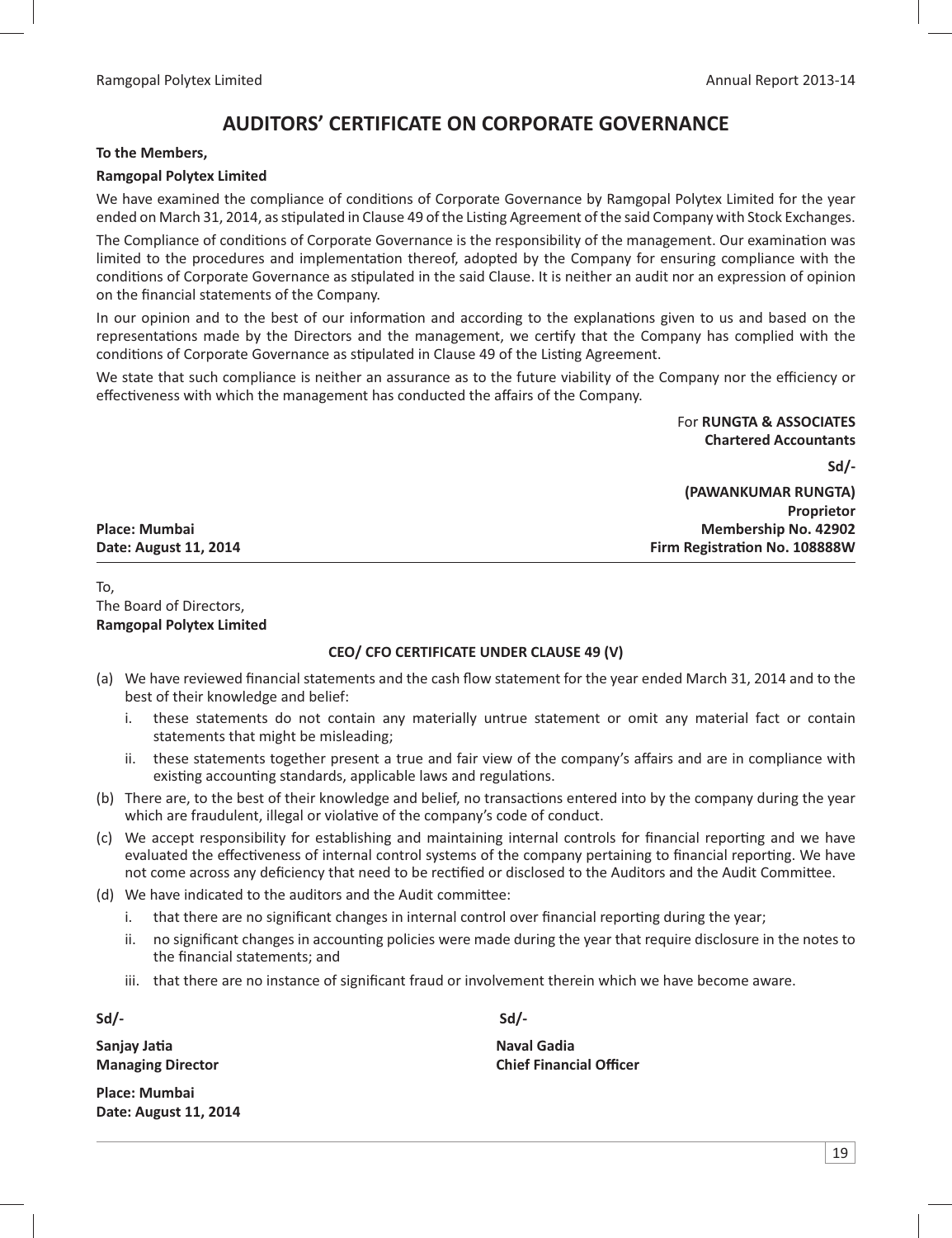# AUDITORS' CERTIFICATE ON CORPORATE GOVERNANCE

**To the Members,**

**Ramgopal Polytex Limited**

We have examined the compliance of conditions of Corporate Governance by Ramgopal Polytex Limited for the year ended on March 31, 2014, as stipulated in Clause 49 of the Listing Agreement of the said Company with Stock Exchanges.

The Compliance of conditions of Corporate Governance is the responsibility of the management. Our examination was limited to the procedures and implementation thereof, adopted by the Company for ensuring compliance with the conditions of Corporate Governance as stipulated in the said Clause. It is neither an audit nor an expression of opinion on the financial statements of the Company.

In our opinion and to the best of our information and according to the explanations given to us and based on the representations made by the Directors and the management, we certify that the Company has complied with the conditions of Corporate Governance as stipulated in Clause 49 of the Listing Agreement.

We state that such compliance is neither an assurance as to the future viability of the Company nor the efficiency or effectiveness with which the management has conducted the affairs of the Company.

For **RUNGTA & ASSOCIATES**
**Chartered Accountants**

**Sd/-**

**(PAWANKUMAR RUNGTA)**
**Proprietor**
**Membership No. 42902**
**Firm Registration No. 108888W**

**Place: Mumbai**
**Date: August 11, 2014**

---

To,
The Board of Directors,
**Ramgopal Polytex Limited**

### CEO/ CFO CERTIFICATE UNDER CLAUSE 49 (V)

(a) We have reviewed financial statements and the cash flow statement for the year ended March 31, 2014 and to the best of their knowledge and belief:

   i. these statements do not contain any materially untrue statement or omit any material fact or contain statements that might be misleading;

   ii. these statements together present a true and fair view of the company's affairs and are in compliance with existing accounting standards, applicable laws and regulations.

(b) There are, to the best of their knowledge and belief, no transactions entered into by the company during the year which are fraudulent, illegal or violative of the company's code of conduct.

(c) We accept responsibility for establishing and maintaining internal controls for financial reporting and we have evaluated the effectiveness of internal control systems of the company pertaining to financial reporting. We have not come across any deficiency that need to be rectified or disclosed to the Auditors and the Audit Committee.

(d) We have indicated to the auditors and the Audit committee:

   i. that there are no significant changes in internal control over financial reporting during the year;

   ii. no significant changes in accounting policies were made during the year that require disclosure in the notes to the financial statements; and

   iii. that there are no instance of significant fraud or involvement therein which we have become aware.

**Sd/-**
**Sanjay Jatia**
**Managing Director**

**Sd/-**
**Naval Gadia**
**Chief Financial Officer**

**Place: Mumbai**
**Date: August 11, 2014**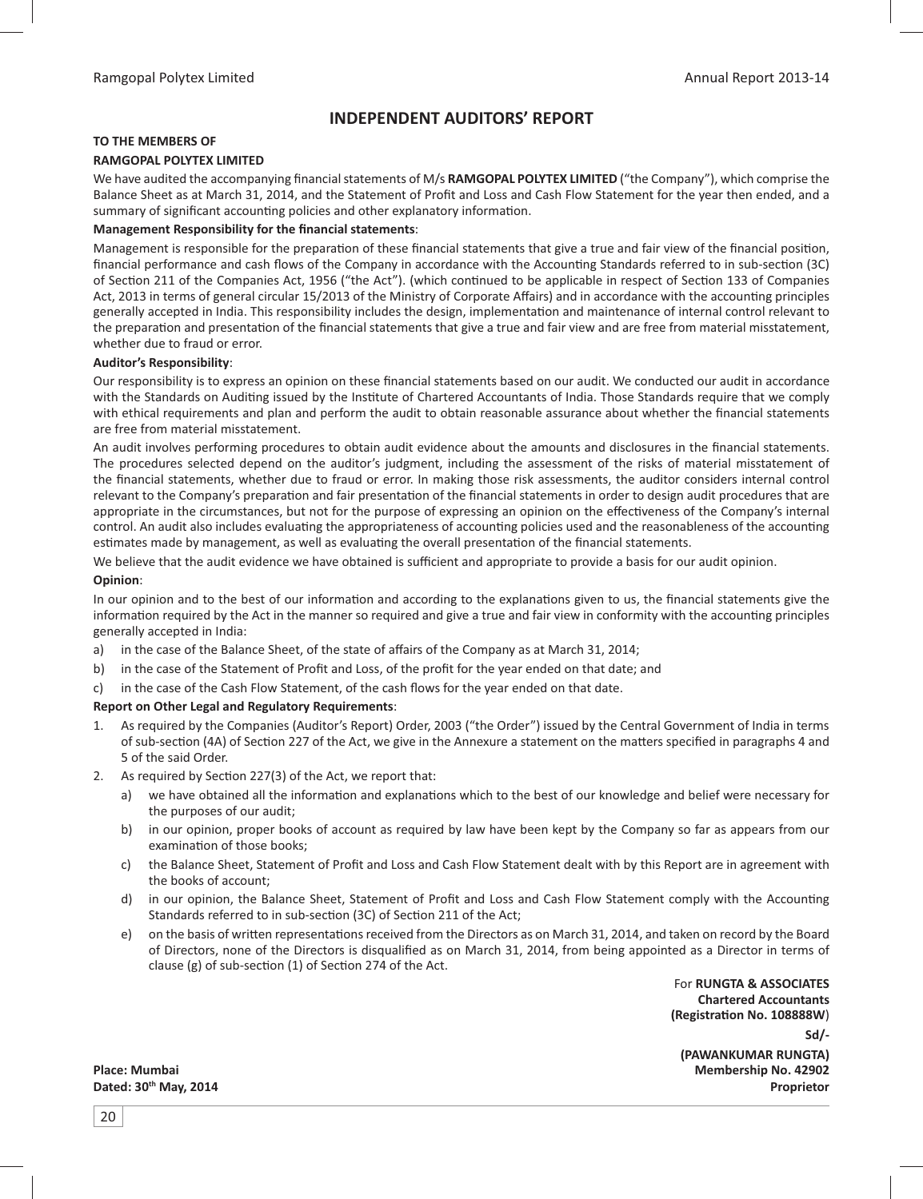# INDEPENDENT AUDITORS' REPORT

**TO THE MEMBERS OF**

**RAMGOPAL POLYTEX LIMITED**

We have audited the accompanying financial statements of M/s **RAMGOPAL POLYTEX LIMITED** ("the Company"), which comprise the Balance Sheet as at March 31, 2014, and the Statement of Profit and Loss and Cash Flow Statement for the year then ended, and a summary of significant accounting policies and other explanatory information.

**Management Responsibility for the financial statements**:

Management is responsible for the preparation of these financial statements that give a true and fair view of the financial position, financial performance and cash flows of the Company in accordance with the Accounting Standards referred to in sub-section (3C) of Section 211 of the Companies Act, 1956 ("the Act"). (which continued to be applicable in respect of Section 133 of Companies Act, 2013 in terms of general circular 15/2013 of the Ministry of Corporate Affairs) and in accordance with the accounting principles generally accepted in India. This responsibility includes the design, implementation and maintenance of internal control relevant to the preparation and presentation of the financial statements that give a true and fair view and are free from material misstatement, whether due to fraud or error.

**Auditor's Responsibility**:

Our responsibility is to express an opinion on these financial statements based on our audit. We conducted our audit in accordance with the Standards on Auditing issued by the Institute of Chartered Accountants of India. Those Standards require that we comply with ethical requirements and plan and perform the audit to obtain reasonable assurance about whether the financial statements are free from material misstatement.

An audit involves performing procedures to obtain audit evidence about the amounts and disclosures in the financial statements. The procedures selected depend on the auditor's judgment, including the assessment of the risks of material misstatement of the financial statements, whether due to fraud or error. In making those risk assessments, the auditor considers internal control relevant to the Company's preparation and fair presentation of the financial statements in order to design audit procedures that are appropriate in the circumstances, but not for the purpose of expressing an opinion on the effectiveness of the Company's internal control. An audit also includes evaluating the appropriateness of accounting policies used and the reasonableness of the accounting estimates made by management, as well as evaluating the overall presentation of the financial statements.

We believe that the audit evidence we have obtained is sufficient and appropriate to provide a basis for our audit opinion.

**Opinion**:

In our opinion and to the best of our information and according to the explanations given to us, the financial statements give the information required by the Act in the manner so required and give a true and fair view in conformity with the accounting principles generally accepted in India:

a) in the case of the Balance Sheet, of the state of affairs of the Company as at March 31, 2014;

b) in the case of the Statement of Profit and Loss, of the profit for the year ended on that date; and

c) in the case of the Cash Flow Statement, of the cash flows for the year ended on that date.

**Report on Other Legal and Regulatory Requirements**:

1. As required by the Companies (Auditor's Report) Order, 2003 ("the Order") issued by the Central Government of India in terms of sub-section (4A) of Section 227 of the Act, we give in the Annexure a statement on the matters specified in paragraphs 4 and 5 of the said Order.
2. As required by Section 227(3) of the Act, we report that:
   a) we have obtained all the information and explanations which to the best of our knowledge and belief were necessary for the purposes of our audit;
   b) in our opinion, proper books of account as required by law have been kept by the Company so far as appears from our examination of those books;
   c) the Balance Sheet, Statement of Profit and Loss and Cash Flow Statement dealt with by this Report are in agreement with the books of account;
   d) in our opinion, the Balance Sheet, Statement of Profit and Loss and Cash Flow Statement comply with the Accounting Standards referred to in sub-section (3C) of Section 211 of the Act;
   e) on the basis of written representations received from the Directors as on March 31, 2014, and taken on record by the Board of Directors, none of the Directors is disqualified as on March 31, 2014, from being appointed as a Director in terms of clause (g) of sub-section (1) of Section 274 of the Act.

For **RUNGTA & ASSOCIATES**
**Chartered Accountants**
**(Registration No. 108888W)**

**Sd/-**

**(PAWANKUMAR RUNGTA)**
**Membership No. 42902**
**Proprietor**

**Place: Mumbai**
**Dated: 30th May, 2014**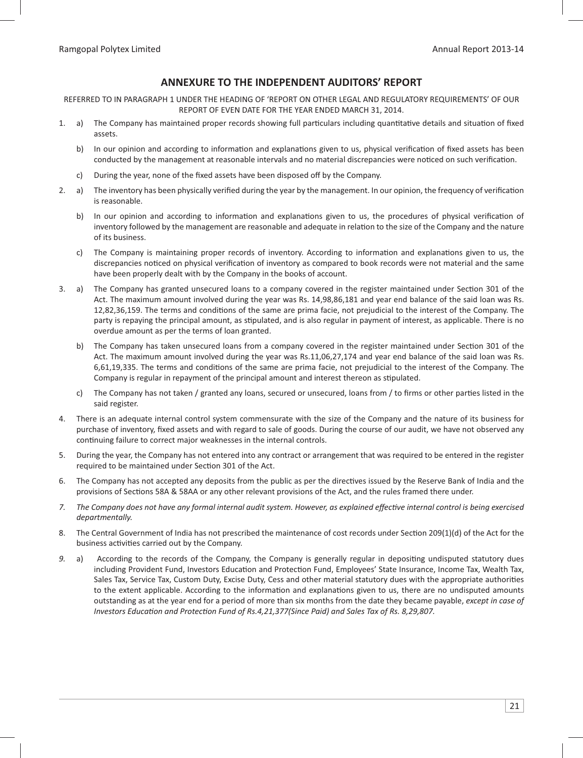# ANNEXURE TO THE INDEPENDENT AUDITORS' REPORT

REFERRED TO IN PARAGRAPH 1 UNDER THE HEADING OF 'REPORT ON OTHER LEGAL AND REGULATORY REQUIREMENTS' OF OUR REPORT OF EVEN DATE FOR THE YEAR ENDED MARCH 31, 2014.

1. a) The Company has maintained proper records showing full particulars including quantitative details and situation of fixed assets.

   b) In our opinion and according to information and explanations given to us, physical verification of fixed assets has been conducted by the management at reasonable intervals and no material discrepancies were noticed on such verification.

   c) During the year, none of the fixed assets have been disposed off by the Company.

2. a) The inventory has been physically verified during the year by the management. In our opinion, the frequency of verification is reasonable.

   b) In our opinion and according to information and explanations given to us, the procedures of physical verification of inventory followed by the management are reasonable and adequate in relation to the size of the Company and the nature of its business.

   c) The Company is maintaining proper records of inventory. According to information and explanations given to us, the discrepancies noticed on physical verification of inventory as compared to book records were not material and the same have been properly dealt with by the Company in the books of account.

3. a) The Company has granted unsecured loans to a company covered in the register maintained under Section 301 of the Act. The maximum amount involved during the year was Rs. 14,98,86,181 and year end balance of the said loan was Rs. 12,82,36,159. The terms and conditions of the same are prima facie, not prejudicial to the interest of the Company. The party is repaying the principal amount, as stipulated, and is also regular in payment of interest, as applicable. There is no overdue amount as per the terms of loan granted.

   b) The Company has taken unsecured loans from a company covered in the register maintained under Section 301 of the Act. The maximum amount involved during the year was Rs.11,06,27,174 and year end balance of the said loan was Rs. 6,61,19,335. The terms and conditions of the same are prima facie, not prejudicial to the interest of the Company. The Company is regular in repayment of the principal amount and interest thereon as stipulated.

   c) The Company has not taken / granted any loans, secured or unsecured, loans from / to firms or other parties listed in the said register.

4. There is an adequate internal control system commensurate with the size of the Company and the nature of its business for purchase of inventory, fixed assets and with regard to sale of goods. During the course of our audit, we have not observed any continuing failure to correct major weaknesses in the internal controls.

5. During the year, the Company has not entered into any contract or arrangement that was required to be entered in the register required to be maintained under Section 301 of the Act.

6. The Company has not accepted any deposits from the public as per the directives issued by the Reserve Bank of India and the provisions of Sections 58A & 58AA or any other relevant provisions of the Act, and the rules framed there under.

7. *The Company does not have any formal internal audit system. However, as explained effective internal control is being exercised departmentally.*

8. The Central Government of India has not prescribed the maintenance of cost records under Section 209(1)(d) of the Act for the business activities carried out by the Company.

9. a) According to the records of the Company, the Company is generally regular in depositing undisputed statutory dues including Provident Fund, Investors Education and Protection Fund, Employees' State Insurance, Income Tax, Wealth Tax, Sales Tax, Service Tax, Custom Duty, Excise Duty, Cess and other material statutory dues with the appropriate authorities to the extent applicable. According to the information and explanations given to us, there are no undisputed amounts outstanding as at the year end for a period of more than six months from the date they became payable, *except in case of Investors Education and Protection Fund of Rs.4,21,377(Since Paid) and Sales Tax of Rs. 8,29,807.*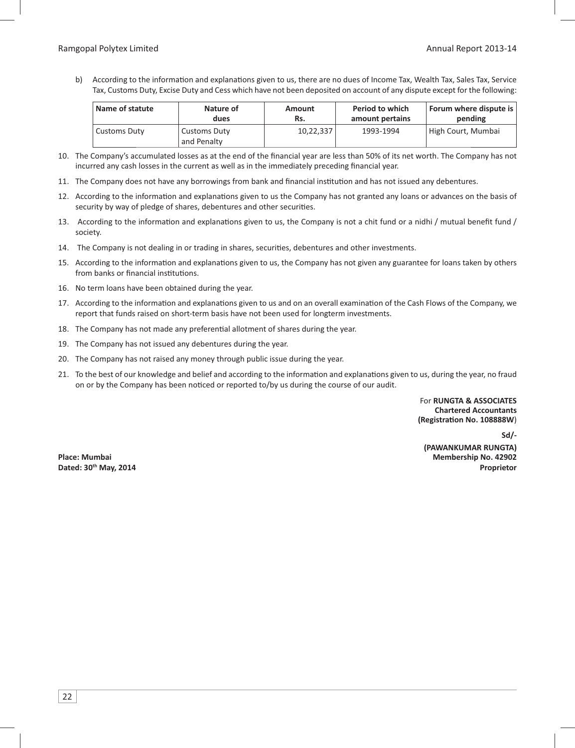b) According to the information and explanations given to us, there are no dues of Income Tax, Wealth Tax, Sales Tax, Service Tax, Customs Duty, Excise Duty and Cess which have not been deposited on account of any dispute except for the following:

| Name of statute | Nature of dues | Amount Rs. | Period to which amount pertains | Forum where dispute is pending |
|---|---|---|---|---|
| Customs Duty | Customs Duty and Penalty | 10,22,337 | 1993-1994 | High Court, Mumbai |

10. The Company's accumulated losses as at the end of the financial year are less than 50% of its net worth. The Company has not incurred any cash losses in the current as well as in the immediately preceding financial year.

11. The Company does not have any borrowings from bank and financial institution and has not issued any debentures.

12. According to the information and explanations given to us the Company has not granted any loans or advances on the basis of security by way of pledge of shares, debentures and other securities.

13. According to the information and explanations given to us, the Company is not a chit fund or a nidhi / mutual benefit fund / society.

14. The Company is not dealing in or trading in shares, securities, debentures and other investments.

15. According to the information and explanations given to us, the Company has not given any guarantee for loans taken by others from banks or financial institutions.

16. No term loans have been obtained during the year.

17. According to the information and explanations given to us and on an overall examination of the Cash Flows of the Company, we report that funds raised on short-term basis have not been used for longterm investments.

18. The Company has not made any preferential allotment of shares during the year.

19. The Company has not issued any debentures during the year.

20. The Company has not raised any money through public issue during the year.

21. To the best of our knowledge and belief and according to the information and explanations given to us, during the year, no fraud on or by the Company has been noticed or reported to/by us during the course of our audit.

For **RUNGTA & ASSOCIATES**
**Chartered Accountants**
**(Registration No. 108888W)**

**Sd/-**

**(PAWANKUMAR RUNGTA)**
**Membership No. 42902**
**Proprietor**

**Place: Mumbai**
**Dated: 30th May, 2014**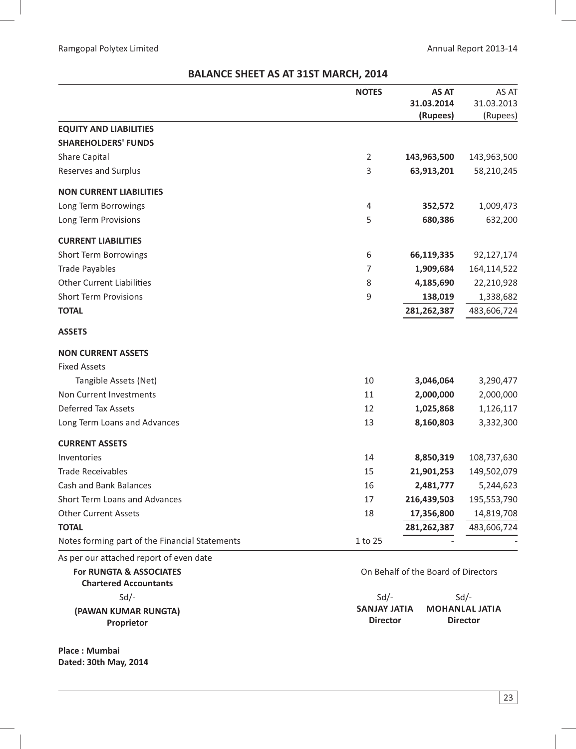# BALANCE SHEET AS AT 31ST MARCH, 2014

| | NOTES | AS AT 31.03.2014 (Rupees) | AS AT 31.03.2013 (Rupees) |
|---|---|---|---|
| **EQUITY AND LIABILITIES** | | | |
| **SHAREHOLDERS' FUNDS** | | | |
| Share Capital | 2 | **143,963,500** | 143,963,500 |
| Reserves and Surplus | 3 | **63,913,201** | 58,210,245 |
| **NON CURRENT LIABILITIES** | | | |
| Long Term Borrowings | 4 | **352,572** | 1,009,473 |
| Long Term Provisions | 5 | **680,386** | 632,200 |
| **CURRENT LIABILITIES** | | | |
| Short Term Borrowings | 6 | **66,119,335** | 92,127,174 |
| Trade Payables | 7 | **1,909,684** | 164,114,522 |
| Other Current Liabilities | 8 | **4,185,690** | 22,210,928 |
| Short Term Provisions | 9 | **138,019** | 1,338,682 |
| **TOTAL** | | **281,262,387** | 483,606,724 |
| **ASSETS** | | | |
| **NON CURRENT ASSETS** | | | |
| Fixed Assets | | | |
| Tangible Assets (Net) | 10 | **3,046,064** | 3,290,477 |
| Non Current Investments | 11 | **2,000,000** | 2,000,000 |
| Deferred Tax Assets | 12 | **1,025,868** | 1,126,117 |
| Long Term Loans and Advances | 13 | **8,160,803** | 3,332,300 |
| **CURRENT ASSETS** | | | |
| Inventories | 14 | **8,850,319** | 108,737,630 |
| Trade Receivables | 15 | **21,901,253** | 149,502,079 |
| Cash and Bank Balances | 16 | **2,481,777** | 5,244,623 |
| Short Term Loans and Advances | 17 | **216,439,503** | 195,553,790 |
| Other Current Assets | 18 | **17,356,800** | 14,819,708 |
| **TOTAL** | | **281,262,387** | 483,606,724 |
| Notes forming part of the Financial Statements | 1 to 25 | - | - |

As per our attached report of even date

**For RUNGTA & ASSOCIATES**
**Chartered Accountants**

Sd/-
**(PAWAN KUMAR RUNGTA)**
**Proprietor**

On Behalf of the Board of Directors

Sd/-
**SANJAY JATIA**
**Director**

Sd/-
**MOHANLAL JATIA**
**Director**

**Place : Mumbai**
**Dated: 30th May, 2014**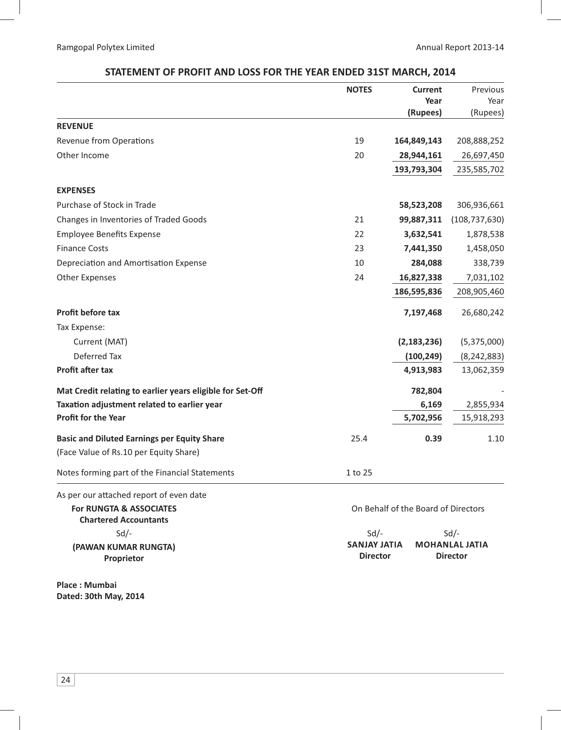## STATEMENT OF PROFIT AND LOSS FOR THE YEAR ENDED 31ST MARCH, 2014

| | NOTES | Current Year (Rupees) | Previous Year (Rupees) |
|---|---|---|---|
| **REVENUE** | | | |
| Revenue from Operations | 19 | **164,849,143** | 208,888,252 |
| Other Income | 20 | **28,944,161** | 26,697,450 |
| | | **193,793,304** | 235,585,702 |
| **EXPENSES** | | | |
| Purchase of Stock in Trade | | **58,523,208** | 306,936,661 |
| Changes in Inventories of Traded Goods | 21 | **99,887,311** | (108,737,630) |
| Employee Benefits Expense | 22 | **3,632,541** | 1,878,538 |
| Finance Costs | 23 | **7,441,350** | 1,458,050 |
| Depreciation and Amortisation Expense | 10 | **284,088** | 338,739 |
| Other Expenses | 24 | **16,827,338** | 7,031,102 |
| | | **186,595,836** | 208,905,460 |
| **Profit before tax** | | **7,197,468** | 26,680,242 |
| Tax Expense: | | | |
| Current (MAT) | | **(2,183,236)** | (5,375,000) |
| Deferred Tax | | **(100,249)** | (8,242,883) |
| **Profit after tax** | | **4,913,983** | 13,062,359 |
| **Mat Credit relating to earlier years eligible for Set-Off** | | **782,804** | - |
| **Taxation adjustment related to earlier year** | | **6,169** | 2,855,934 |
| **Profit for the Year** | | **5,702,956** | 15,918,293 |
| **Basic and Diluted Earnings per Equity Share** | 25.4 | **0.39** | 1.10 |
| (Face Value of Rs.10 per Equity Share) | | | |
| Notes forming part of the Financial Statements | 1 to 25 | | |

As per our attached report of even date

**For RUNGTA & ASSOCIATES**
**Chartered Accountants**
Sd/-
**(PAWAN KUMAR RUNGTA)**
**Proprietor**

On Behalf of the Board of Directors

Sd/-
**SANJAY JATIA**
**Director**

Sd/-
**MOHANLAL JATIA**
**Director**

**Place : Mumbai**
**Dated: 30th May, 2014**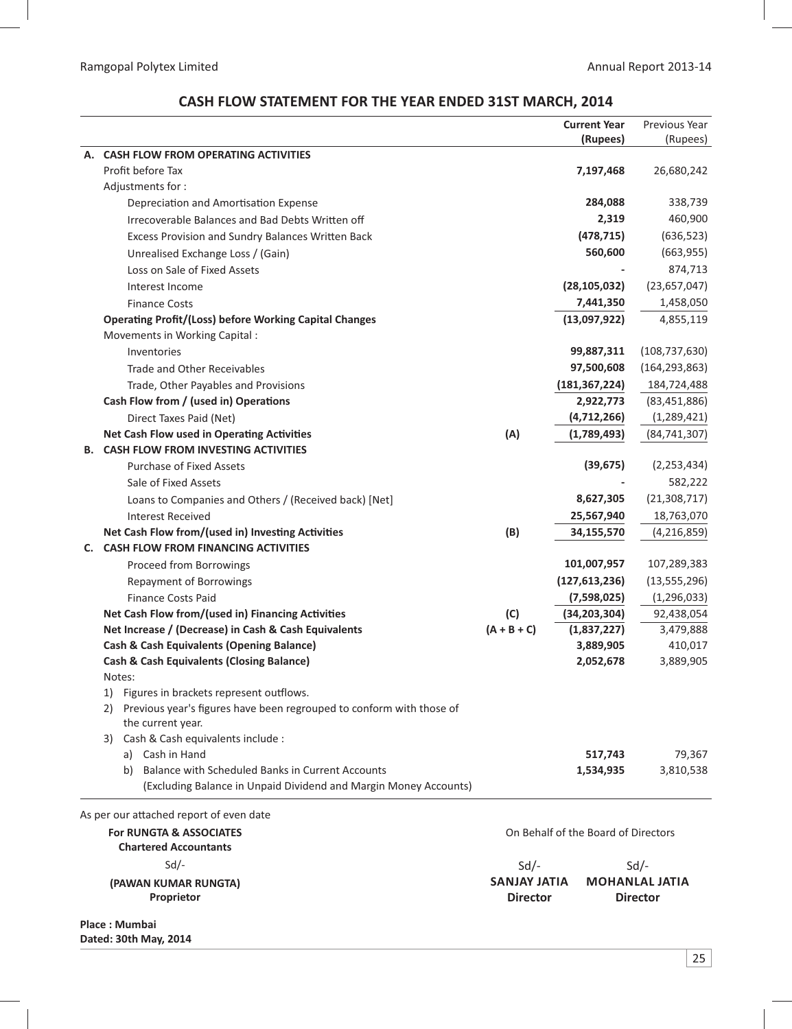# CASH FLOW STATEMENT FOR THE YEAR ENDED 31ST MARCH, 2014

| | | Current Year (Rupees) | Previous Year (Rupees) |
|---|---|---|---|
| **A. CASH FLOW FROM OPERATING ACTIVITIES** | | | |
| Profit before Tax | | **7,197,468** | 26,680,242 |
| Adjustments for : | | | |
| Depreciation and Amortisation Expense | | **284,088** | 338,739 |
| Irrecoverable Balances and Bad Debts Written off | | **2,319** | 460,900 |
| Excess Provision and Sundry Balances Written Back | | **(478,715)** | (636,523) |
| Unrealised Exchange Loss / (Gain) | | **560,600** | (663,955) |
| Loss on Sale of Fixed Assets | | **-** | 874,713 |
| Interest Income | | **(28,105,032)** | (23,657,047) |
| Finance Costs | | **7,441,350** | 1,458,050 |
| **Operating Profit/(Loss) before Working Capital Changes** | | **(13,097,922)** | 4,855,119 |
| Movements in Working Capital : | | | |
| Inventories | | **99,887,311** | (108,737,630) |
| Trade and Other Receivables | | **97,500,608** | (164,293,863) |
| Trade, Other Payables and Provisions | | **(181,367,224)** | 184,724,488 |
| **Cash Flow from / (used in) Operations** | | **2,922,773** | (83,451,886) |
| Direct Taxes Paid (Net) | | **(4,712,266)** | (1,289,421) |
| **Net Cash Flow used in Operating Activities** | **(A)** | **(1,789,493)** | (84,741,307) |
| **B. CASH FLOW FROM INVESTING ACTIVITIES** | | | |
| Purchase of Fixed Assets | | **(39,675)** | (2,253,434) |
| Sale of Fixed Assets | | **-** | 582,222 |
| Loans to Companies and Others / (Received back) [Net] | | **8,627,305** | (21,308,717) |
| Interest Received | | **25,567,940** | 18,763,070 |
| **Net Cash Flow from/(used in) Investing Activities** | **(B)** | **34,155,570** | (4,216,859) |
| **C. CASH FLOW FROM FINANCING ACTIVITIES** | | | |
| Proceed from Borrowings | | **101,007,957** | 107,289,383 |
| Repayment of Borrowings | | **(127,613,236)** | (13,555,296) |
| Finance Costs Paid | | **(7,598,025)** | (1,296,033) |
| **Net Cash Flow from/(used in) Financing Activities** | **(C)** | **(34,203,304)** | 92,438,054 |
| **Net Increase / (Decrease) in Cash & Cash Equivalents** | **(A + B + C)** | **(1,837,227)** | 3,479,888 |
| **Cash & Cash Equivalents (Opening Balance)** | | **3,889,905** | 410,017 |
| **Cash & Cash Equivalents (Closing Balance)** | | **2,052,678** | 3,889,905 |

Notes:

1) Figures in brackets represent outflows.
2) Previous year's figures have been regrouped to conform with those of the current year.
3) Cash & Cash equivalents include :

| | Current Year (Rupees) | Previous Year (Rupees) |
|---|---|---|
| a) Cash in Hand | **517,743** | 79,367 |
| b) Balance with Scheduled Banks in Current Accounts (Excluding Balance in Unpaid Dividend and Margin Money Accounts) | **1,534,935** | 3,810,538 |

As per our attached report of even date

**For RUNGTA & ASSOCIATES**
**Chartered Accountants**

Sd/-

**(PAWAN KUMAR RUNGTA)**
**Proprietor**

On Behalf of the Board of Directors

Sd/-
**SANJAY JATIA**
**Director**

Sd/-
**MOHANLAL JATIA**
**Director**

**Place : Mumbai**
**Dated: 30th May, 2014**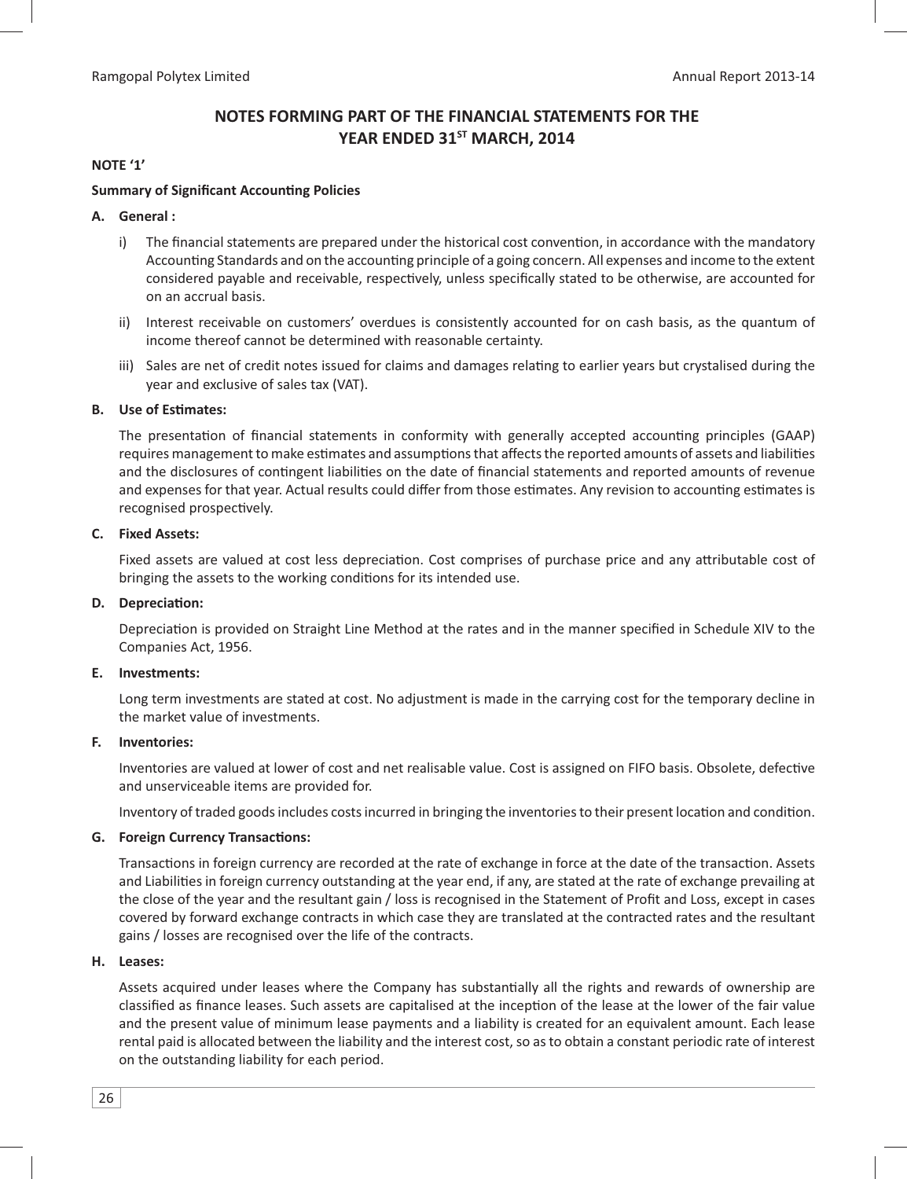# NOTES FORMING PART OF THE FINANCIAL STATEMENTS FOR THE YEAR ENDED 31ST MARCH, 2014

**NOTE '1'**

**Summary of Significant Accounting Policies**

**A. General :**

i) The financial statements are prepared under the historical cost convention, in accordance with the mandatory Accounting Standards and on the accounting principle of a going concern. All expenses and income to the extent considered payable and receivable, respectively, unless specifically stated to be otherwise, are accounted for on an accrual basis.

ii) Interest receivable on customers' overdues is consistently accounted for on cash basis, as the quantum of income thereof cannot be determined with reasonable certainty.

iii) Sales are net of credit notes issued for claims and damages relating to earlier years but crystalised during the year and exclusive of sales tax (VAT).

**B. Use of Estimates:**

The presentation of financial statements in conformity with generally accepted accounting principles (GAAP) requires management to make estimates and assumptions that affects the reported amounts of assets and liabilities and the disclosures of contingent liabilities on the date of financial statements and reported amounts of revenue and expenses for that year. Actual results could differ from those estimates. Any revision to accounting estimates is recognised prospectively.

**C. Fixed Assets:**

Fixed assets are valued at cost less depreciation. Cost comprises of purchase price and any attributable cost of bringing the assets to the working conditions for its intended use.

**D. Depreciation:**

Depreciation is provided on Straight Line Method at the rates and in the manner specified in Schedule XIV to the Companies Act, 1956.

**E. Investments:**

Long term investments are stated at cost. No adjustment is made in the carrying cost for the temporary decline in the market value of investments.

**F. Inventories:**

Inventories are valued at lower of cost and net realisable value. Cost is assigned on FIFO basis. Obsolete, defective and unserviceable items are provided for.

Inventory of traded goods includes costs incurred in bringing the inventories to their present location and condition.

**G. Foreign Currency Transactions:**

Transactions in foreign currency are recorded at the rate of exchange in force at the date of the transaction. Assets and Liabilities in foreign currency outstanding at the year end, if any, are stated at the rate of exchange prevailing at the close of the year and the resultant gain / loss is recognised in the Statement of Profit and Loss, except in cases covered by forward exchange contracts in which case they are translated at the contracted rates and the resultant gains / losses are recognised over the life of the contracts.

**H. Leases:**

Assets acquired under leases where the Company has substantially all the rights and rewards of ownership are classified as finance leases. Such assets are capitalised at the inception of the lease at the lower of the fair value and the present value of minimum lease payments and a liability is created for an equivalent amount. Each lease rental paid is allocated between the liability and the interest cost, so as to obtain a constant periodic rate of interest on the outstanding liability for each period.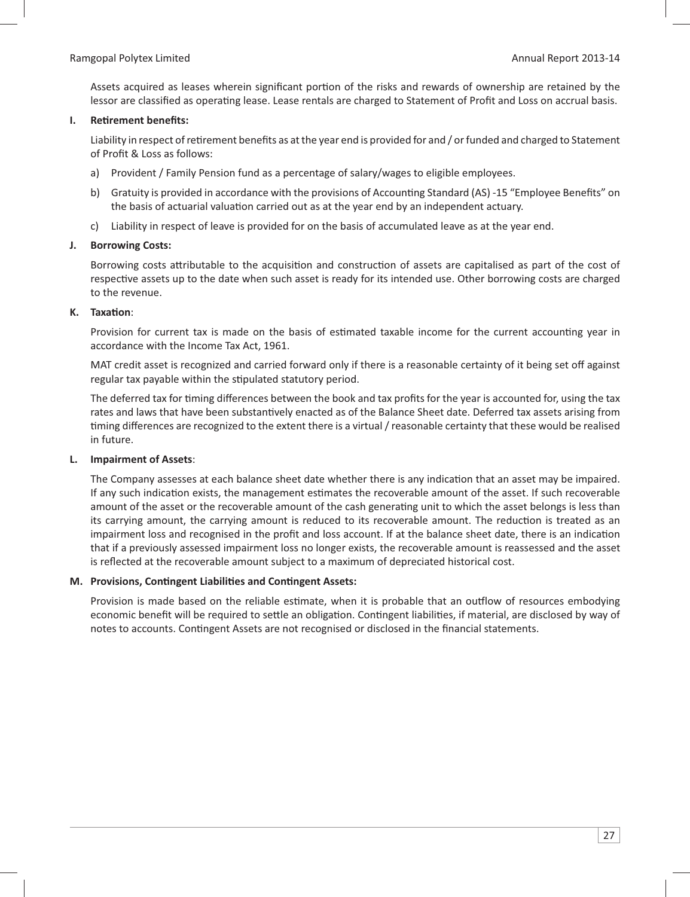Assets acquired as leases wherein significant portion of the risks and rewards of ownership are retained by the lessor are classified as operating lease. Lease rentals are charged to Statement of Profit and Loss on accrual basis.

**I. Retirement benefits:**

Liability in respect of retirement benefits as at the year end is provided for and / or funded and charged to Statement of Profit & Loss as follows:

a) Provident / Family Pension fund as a percentage of salary/wages to eligible employees.

b) Gratuity is provided in accordance with the provisions of Accounting Standard (AS) -15 "Employee Benefits" on the basis of actuarial valuation carried out as at the year end by an independent actuary.

c) Liability in respect of leave is provided for on the basis of accumulated leave as at the year end.

**J. Borrowing Costs:**

Borrowing costs attributable to the acquisition and construction of assets are capitalised as part of the cost of respective assets up to the date when such asset is ready for its intended use. Other borrowing costs are charged to the revenue.

**K. Taxation**:

Provision for current tax is made on the basis of estimated taxable income for the current accounting year in accordance with the Income Tax Act, 1961.

MAT credit asset is recognized and carried forward only if there is a reasonable certainty of it being set off against regular tax payable within the stipulated statutory period.

The deferred tax for timing differences between the book and tax profits for the year is accounted for, using the tax rates and laws that have been substantively enacted as of the Balance Sheet date. Deferred tax assets arising from timing differences are recognized to the extent there is a virtual / reasonable certainty that these would be realised in future.

**L. Impairment of Assets**:

The Company assesses at each balance sheet date whether there is any indication that an asset may be impaired. If any such indication exists, the management estimates the recoverable amount of the asset. If such recoverable amount of the asset or the recoverable amount of the cash generating unit to which the asset belongs is less than its carrying amount, the carrying amount is reduced to its recoverable amount. The reduction is treated as an impairment loss and recognised in the profit and loss account. If at the balance sheet date, there is an indication that if a previously assessed impairment loss no longer exists, the recoverable amount is reassessed and the asset is reflected at the recoverable amount subject to a maximum of depreciated historical cost.

**M. Provisions, Contingent Liabilities and Contingent Assets:**

Provision is made based on the reliable estimate, when it is probable that an outflow of resources embodying economic benefit will be required to settle an obligation. Contingent liabilities, if material, are disclosed by way of notes to accounts. Contingent Assets are not recognised or disclosed in the financial statements.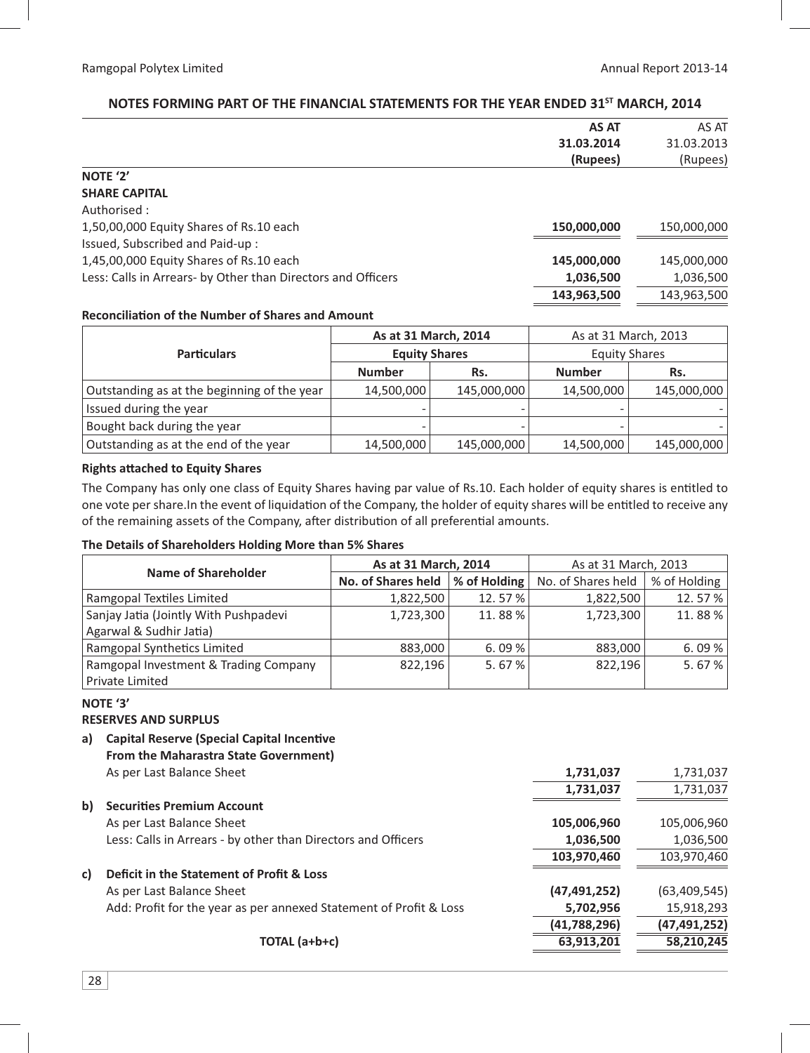## NOTES FORMING PART OF THE FINANCIAL STATEMENTS FOR THE YEAR ENDED 31ST MARCH, 2014

| | AS AT 31.03.2014 (Rupees) | AS AT 31.03.2013 (Rupees) |
|---|---|---|
| **NOTE '2'** | | |
| **SHARE CAPITAL** | | |
| Authorised : | | |
| 1,50,00,000 Equity Shares of Rs.10 each | **150,000,000** | 150,000,000 |
| Issued, Subscribed and Paid-up : | | |
| 1,45,00,000 Equity Shares of Rs.10 each | **145,000,000** | 145,000,000 |
| Less: Calls in Arrears- by Other than Directors and Officers | **1,036,500** | 1,036,500 |
| | **143,963,500** | 143,963,500 |

**Reconciliation of the Number of Shares and Amount**

| Particulars | As at 31 March, 2014 | | As at 31 March, 2013 | |
|---|---|---|---|---|
| | Equity Shares | | Equity Shares | |
| | Number | Rs. | Number | Rs. |
| Outstanding as at the beginning of the year | 14,500,000 | 145,000,000 | 14,500,000 | 145,000,000 |
| Issued during the year | - | - | - | - |
| Bought back during the year | - | - | - | - |
| Outstanding as at the end of the year | 14,500,000 | 145,000,000 | 14,500,000 | 145,000,000 |

**Rights attached to Equity Shares**

The Company has only one class of Equity Shares having par value of Rs.10. Each holder of equity shares is entitled to one vote per share.In the event of liquidation of the Company, the holder of equity shares will be entitled to receive any of the remaining assets of the Company, after distribution of all preferential amounts.

**The Details of Shareholders Holding More than 5% Shares**

| Name of Shareholder | As at 31 March, 2014 | | As at 31 March, 2013 | |
|---|---|---|---|---|
| | No. of Shares held | % of Holding | No. of Shares held | % of Holding |
| Ramgopal Textiles Limited | 1,822,500 | 12. 57 % | 1,822,500 | 12. 57 % |
| Sanjay Jatia (Jointly With Pushpadevi Agarwal & Sudhir Jatia) | 1,723,300 | 11. 88 % | 1,723,300 | 11. 88 % |
| Ramgopal Synthetics Limited | 883,000 | 6. 09 % | 883,000 | 6. 09 % |
| Ramgopal Investment & Trading Company Private Limited | 822,196 | 5. 67 % | 822,196 | 5. 67 % |

| | AS AT 31.03.2014 (Rupees) | AS AT 31.03.2013 (Rupees) |
|---|---|---|
| **NOTE '3'** | | |
| **RESERVES AND SURPLUS** | | |
| **a) Capital Reserve (Special Capital Incentive From the Maharastra State Government)** | | |
| As per Last Balance Sheet | **1,731,037** | 1,731,037 |
| | **1,731,037** | 1,731,037 |
| **b) Securities Premium Account** | | |
| As per Last Balance Sheet | **105,006,960** | 105,006,960 |
| Less: Calls in Arrears - by other than Directors and Officers | **1,036,500** | 1,036,500 |
| | **103,970,460** | 103,970,460 |
| **c) Deficit in the Statement of Profit & Loss** | | |
| As per Last Balance Sheet | **(47,491,252)** | (63,409,545) |
| Add: Profit for the year as per annexed Statement of Profit & Loss | **5,702,956** | 15,918,293 |
| | **(41,788,296)** | **(47,491,252)** |
| **TOTAL (a+b+c)** | **63,913,201** | **58,210,245** |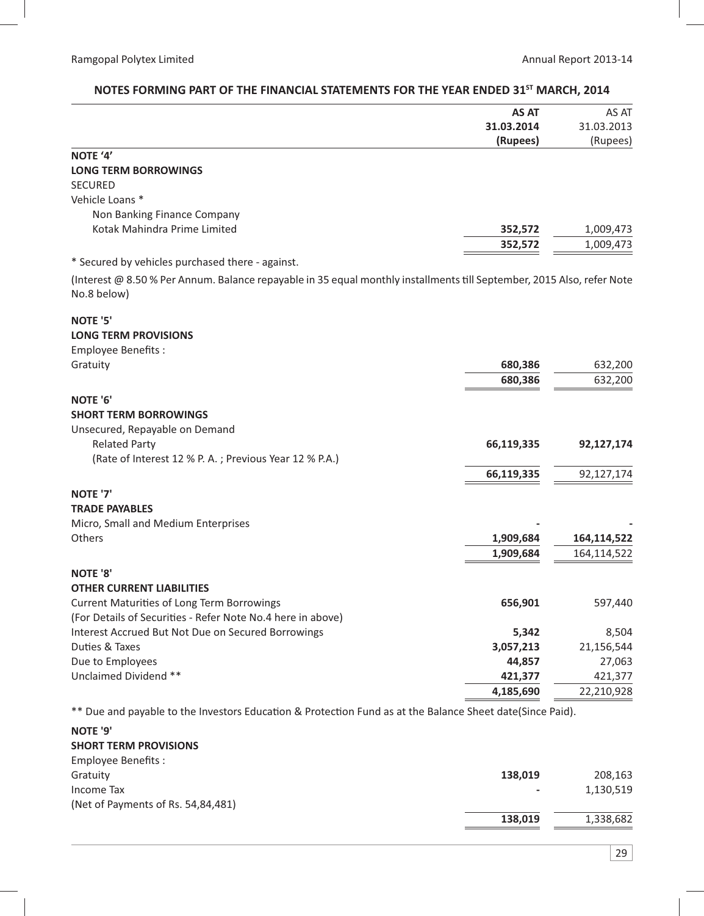## NOTES FORMING PART OF THE FINANCIAL STATEMENTS FOR THE YEAR ENDED 31[ST] MARCH, 2014

| | **AS AT 31.03.2014 (Rupees)** | AS AT 31.03.2013 (Rupees) |
|---|---|---|
| **NOTE '4'** | | |
| **LONG TERM BORROWINGS** | | |
| SECURED | | |
| Vehicle Loans * | | |
| Non Banking Finance Company | | |
| Kotak Mahindra Prime Limited | **352,572** | 1,009,473 |
| | **352,572** | 1,009,473 |

* Secured by vehicles purchased there - against.

(Interest @ 8.50 % Per Annum. Balance repayable in 35 equal monthly installments till September, 2015 Also, refer Note No.8 below)

| | **AS AT 31.03.2014 (Rupees)** | AS AT 31.03.2013 (Rupees) |
|---|---|---|
| **NOTE '5'** | | |
| **LONG TERM PROVISIONS** | | |
| Employee Benefits : | | |
| Gratuity | **680,386** | 632,200 |
| | **680,386** | 632,200 |
| **NOTE '6'** | | |
| **SHORT TERM BORROWINGS** | | |
| Unsecured, Repayable on Demand | | |
| Related Party | **66,119,335** | **92,127,174** |
| (Rate of Interest 12 % P. A. ; Previous Year 12 % P.A.) | | |
| | **66,119,335** | 92,127,174 |
| **NOTE '7'** | | |
| **TRADE PAYABLES** | | |
| Micro, Small and Medium Enterprises | **-** | - |
| Others | **1,909,684** | **164,114,522** |
| | **1,909,684** | 164,114,522 |
| **NOTE '8'** | | |
| **OTHER CURRENT LIABILITIES** | | |
| Current Maturities of Long Term Borrowings | **656,901** | 597,440 |
| (For Details of Securities - Refer Note No.4 here in above) | | |
| Interest Accrued But Not Due on Secured Borrowings | **5,342** | 8,504 |
| Duties & Taxes | **3,057,213** | 21,156,544 |
| Due to Employees | **44,857** | 27,063 |
| Unclaimed Dividend ** | **421,377** | 421,377 |
| | **4,185,690** | 22,210,928 |

** Due and payable to the Investors Education & Protection Fund as at the Balance Sheet date(Since Paid).

| | **AS AT 31.03.2014 (Rupees)** | AS AT 31.03.2013 (Rupees) |
|---|---|---|
| **NOTE '9'** | | |
| **SHORT TERM PROVISIONS** | | |
| Employee Benefits : | | |
| Gratuity | **138,019** | 208,163 |
| Income Tax | **-** | 1,130,519 |
| (Net of Payments of Rs. 54,84,481) | | |
| | **138,019** | 1,338,682 |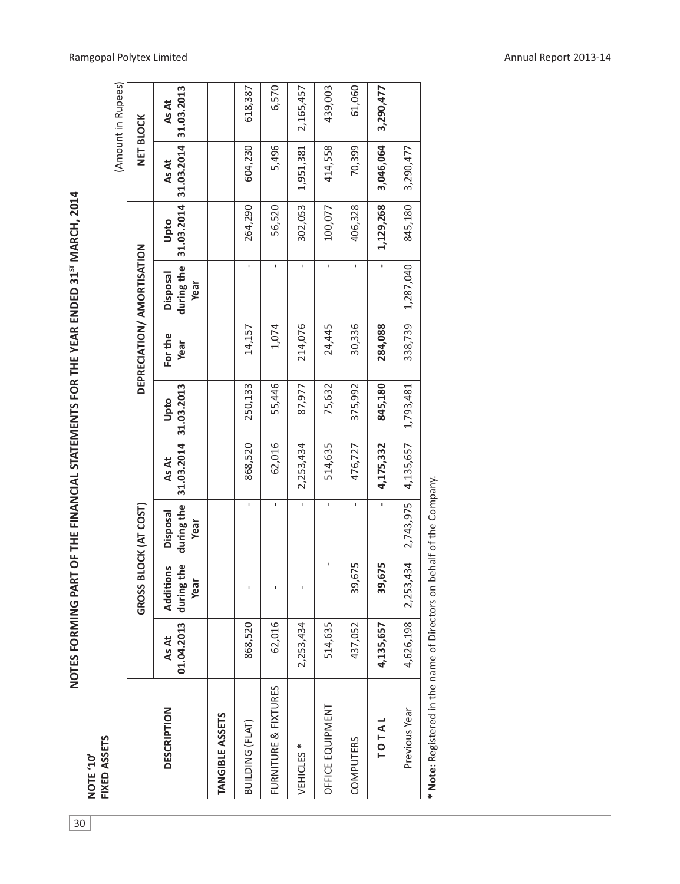# NOTES FORMING PART OF THE FINANCIAL STATEMENTS FOR THE YEAR ENDED 31ST MARCH, 2014

**NOTE '10'**
**FIXED ASSETS**

(Amount in Rupees)

| DESCRIPTION | GROSS BLOCK (AT COST) | | | | DEPRECIATION/ AMORTISATION | | | | NET BLOCK | |
|---|---|---|---|---|---|---|---|---|---|---|
| | As At 01.04.2013 | Additions during the Year | Disposal during the Year | As At 31.03.2014 | Upto 31.03.2013 | For the Year | Disposal during the Year | Upto 31.03.2014 | As At 31.03.2014 | As At 31.03.2013 |
| **TANGIBLE ASSETS** | | | | | | | | | | |
| BUILDING (FLAT) | 868,520 | - | - | 868,520 | 250,133 | 14,157 | - | 264,290 | 604,230 | 618,387 |
| FURNITURE & FIXTURES | 62,016 | - | - | 62,016 | 55,446 | 1,074 | - | 56,520 | 5,496 | 6,570 |
| VEHICLES * | 2,253,434 | - | - | 2,253,434 | 87,977 | 214,076 | - | 302,053 | 1,951,381 | 2,165,457 |
| OFFICE EQUIPMENT | 514,635 | - | - | 514,635 | 75,632 | 24,445 | - | 100,077 | 414,558 | 439,003 |
| COMPUTERS | 437,052 | 39,675 | - | 476,727 | 375,992 | 30,336 | - | 406,328 | 70,399 | 61,060 |
| **T O T A L** | **4,135,657** | **39,675** | **-** | **4,175,332** | **845,180** | **284,088** | **-** | **1,129,268** | **3,046,064** | **3,290,477** |
| Previous Year | 4,626,198 | 2,253,434 | 2,743,975 | 4,135,657 | 1,793,481 | 338,739 | 1,287,040 | 845,180 | 3,290,477 | |

*** Note:** Registered in the name of Directors on behalf of the Company.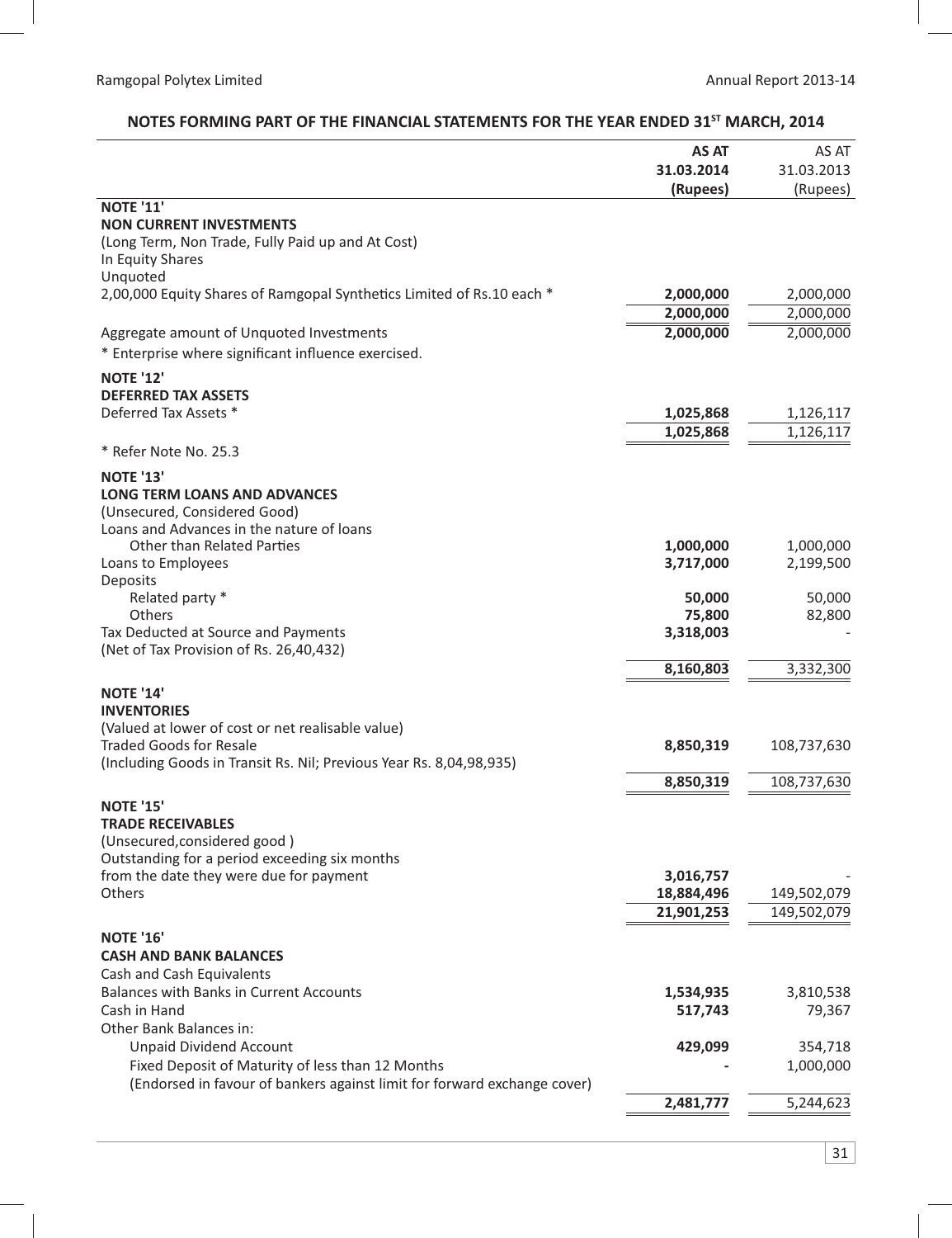## NOTES FORMING PART OF THE FINANCIAL STATEMENTS FOR THE YEAR ENDED 31ST MARCH, 2014

| | AS AT 31.03.2014 (Rupees) | AS AT 31.03.2013 (Rupees) |
|---|---|---|
| **NOTE '11'** | | |
| **NON CURRENT INVESTMENTS** | | |
| (Long Term, Non Trade, Fully Paid up and At Cost) | | |
| In Equity Shares | | |
| Unquoted | | |
| 2,00,000 Equity Shares of Ramgopal Synthetics Limited of Rs.10 each * | **2,000,000** | 2,000,000 |
| | **2,000,000** | 2,000,000 |
| Aggregate amount of Unquoted Investments | **2,000,000** | 2,000,000 |
| * Enterprise where significant influence exercised. | | |
| **NOTE '12'** | | |
| **DEFERRED TAX ASSETS** | | |
| Deferred Tax Assets * | **1,025,868** | 1,126,117 |
| | **1,025,868** | 1,126,117 |
| * Refer Note No. 25.3 | | |
| **NOTE '13'** | | |
| **LONG TERM LOANS AND ADVANCES** | | |
| (Unsecured, Considered Good) | | |
| Loans and Advances in the nature of loans | | |
| Other than Related Parties | **1,000,000** | 1,000,000 |
| Loans to Employees | **3,717,000** | 2,199,500 |
| Deposits | | |
| Related party * | **50,000** | 50,000 |
| Others | **75,800** | 82,800 |
| Tax Deducted at Source and Payments (Net of Tax Provision of Rs. 26,40,432) | **3,318,003** | - |
| | **8,160,803** | 3,332,300 |
| **NOTE '14'** | | |
| **INVENTORIES** | | |
| (Valued at lower of cost or net realisable value) | | |
| Traded Goods for Resale (Including Goods in Transit Rs. Nil; Previous Year Rs. 8,04,98,935) | **8,850,319** | 108,737,630 |
| | **8,850,319** | 108,737,630 |
| **NOTE '15'** | | |
| **TRADE RECEIVABLES** | | |
| (Unsecured,considered good ) | | |
| Outstanding for a period exceeding six months from the date they were due for payment | **3,016,757** | - |
| Others | **18,884,496** | 149,502,079 |
| | **21,901,253** | 149,502,079 |
| **NOTE '16'** | | |
| **CASH AND BANK BALANCES** | | |
| Cash and Cash Equivalents | | |
| Balances with Banks in Current Accounts | **1,534,935** | 3,810,538 |
| Cash in Hand | **517,743** | 79,367 |
| Other Bank Balances in: | | |
| Unpaid Dividend Account | **429,099** | 354,718 |
| Fixed Deposit of Maturity of less than 12 Months (Endorsed in favour of bankers against limit for forward exchange cover) | **-** | 1,000,000 |
| | **2,481,777** | 5,244,623 |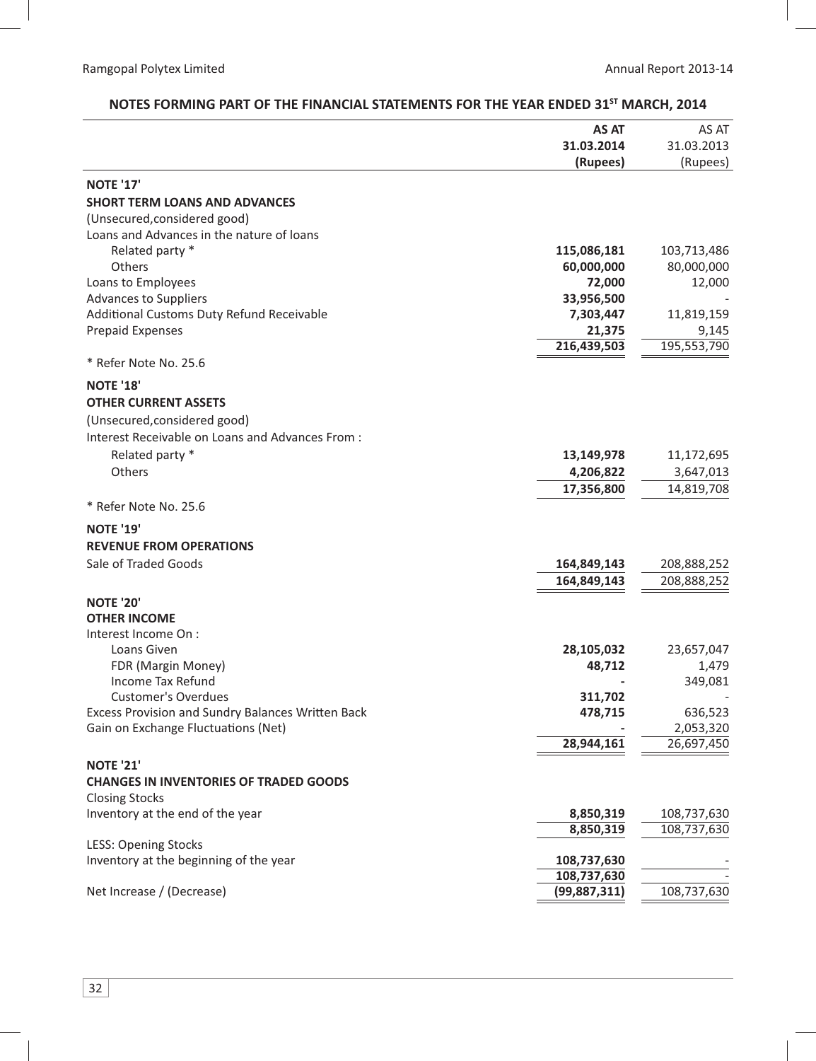## NOTES FORMING PART OF THE FINANCIAL STATEMENTS FOR THE YEAR ENDED 31ST MARCH, 2014

| | AS AT 31.03.2014 (Rupees) | AS AT 31.03.2013 (Rupees) |
|---|---|---|
| **NOTE '17'** | | |
| **SHORT TERM LOANS AND ADVANCES** | | |
| (Unsecured,considered good) | | |
| Loans and Advances in the nature of loans | | |
| Related party * | **115,086,181** | 103,713,486 |
| Others | **60,000,000** | 80,000,000 |
| Loans to Employees | **72,000** | 12,000 |
| Advances to Suppliers | **33,956,500** | - |
| Additional Customs Duty Refund Receivable | **7,303,447** | 11,819,159 |
| Prepaid Expenses | **21,375** | 9,145 |
| | **216,439,503** | 195,553,790 |
| * Refer Note No. 25.6 | | |
| **NOTE '18'** | | |
| **OTHER CURRENT ASSETS** | | |
| (Unsecured,considered good) | | |
| Interest Receivable on Loans and Advances From : | | |
| Related party * | **13,149,978** | 11,172,695 |
| Others | **4,206,822** | 3,647,013 |
| | **17,356,800** | 14,819,708 |
| * Refer Note No. 25.6 | | |
| **NOTE '19'** | | |
| **REVENUE FROM OPERATIONS** | | |
| Sale of Traded Goods | **164,849,143** | 208,888,252 |
| | **164,849,143** | 208,888,252 |
| **NOTE '20'** | | |
| **OTHER INCOME** | | |
| Interest Income On : | | |
| Loans Given | **28,105,032** | 23,657,047 |
| FDR (Margin Money) | **48,712** | 1,479 |
| Income Tax Refund | **-** | 349,081 |
| Customer's Overdues | **311,702** | - |
| Excess Provision and Sundry Balances Written Back | **478,715** | 636,523 |
| Gain on Exchange Fluctuations (Net) | **-** | 2,053,320 |
| | **28,944,161** | 26,697,450 |
| **NOTE '21'** | | |
| **CHANGES IN INVENTORIES OF TRADED GOODS** | | |
| Closing Stocks | | |
| Inventory at the end of the year | **8,850,319** | 108,737,630 |
| | **8,850,319** | 108,737,630 |
| LESS: Opening Stocks | | |
| Inventory at the beginning of the year | **108,737,630** | - |
| | **108,737,630** | - |
| Net Increase / (Decrease) | **(99,887,311)** | 108,737,630 |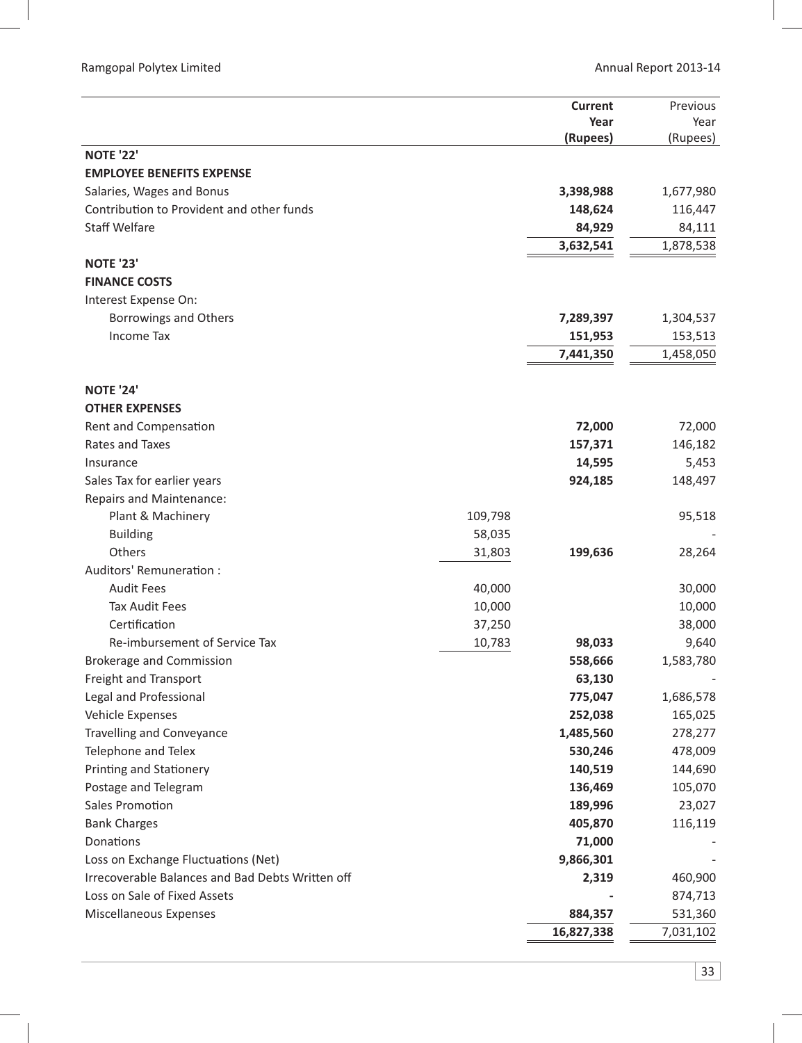| | | Current Year (Rupees) | Previous Year (Rupees) |
|---|---|---|---|
| **NOTE '22'** | | | |
| **EMPLOYEE BENEFITS EXPENSE** | | | |
| Salaries, Wages and Bonus | | **3,398,988** | 1,677,980 |
| Contribution to Provident and other funds | | **148,624** | 116,447 |
| Staff Welfare | | **84,929** | 84,111 |
| | | **3,632,541** | 1,878,538 |
| **NOTE '23'** | | | |
| **FINANCE COSTS** | | | |
| Interest Expense On: | | | |
| Borrowings and Others | | **7,289,397** | 1,304,537 |
| Income Tax | | **151,953** | 153,513 |
| | | **7,441,350** | 1,458,050 |
| **NOTE '24'** | | | |
| **OTHER EXPENSES** | | | |
| Rent and Compensation | | **72,000** | 72,000 |
| Rates and Taxes | | **157,371** | 146,182 |
| Insurance | | **14,595** | 5,453 |
| Sales Tax for earlier years | | **924,185** | 148,497 |
| Repairs and Maintenance: | | | |
| Plant & Machinery | 109,798 | | 95,518 |
| Building | 58,035 | | - |
| Others | 31,803 | **199,636** | 28,264 |
| Auditors' Remuneration : | | | |
| Audit Fees | 40,000 | | 30,000 |
| Tax Audit Fees | 10,000 | | 10,000 |
| Certification | 37,250 | | 38,000 |
| Re-imbursement of Service Tax | 10,783 | **98,033** | 9,640 |
| Brokerage and Commission | | **558,666** | 1,583,780 |
| Freight and Transport | | **63,130** | - |
| Legal and Professional | | **775,047** | 1,686,578 |
| Vehicle Expenses | | **252,038** | 165,025 |
| Travelling and Conveyance | | **1,485,560** | 278,277 |
| Telephone and Telex | | **530,246** | 478,009 |
| Printing and Stationery | | **140,519** | 144,690 |
| Postage and Telegram | | **136,469** | 105,070 |
| Sales Promotion | | **189,996** | 23,027 |
| Bank Charges | | **405,870** | 116,119 |
| Donations | | **71,000** | - |
| Loss on Exchange Fluctuations (Net) | | **9,866,301** | - |
| Irrecoverable Balances and Bad Debts Written off | | **2,319** | 460,900 |
| Loss on Sale of Fixed Assets | | **-** | 874,713 |
| Miscellaneous Expenses | | **884,357** | 531,360 |
| | | **16,827,338** | 7,031,102 |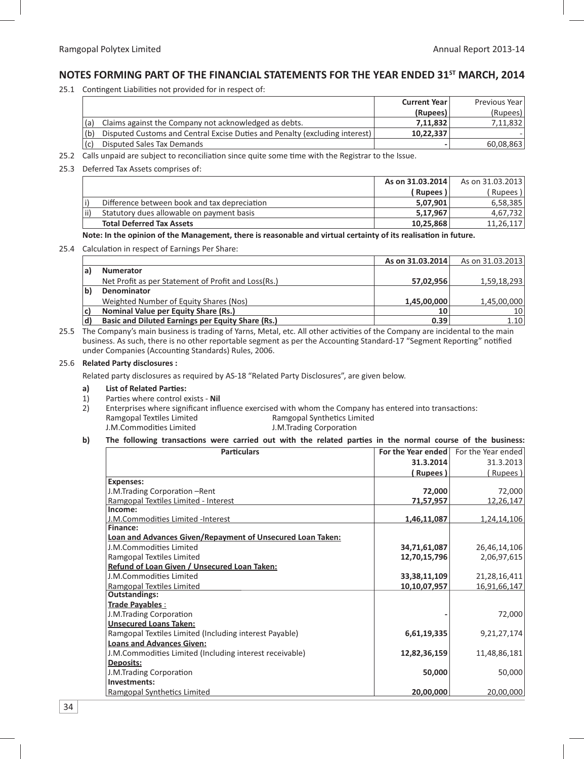## NOTES FORMING PART OF THE FINANCIAL STATEMENTS FOR THE YEAR ENDED 31ST MARCH, 2014

25.1 Contingent Liabilities not provided for in respect of:

| | | Current Year (Rupees) | Previous Year (Rupees) |
|---|---|---|---|
| (a) | Claims against the Company not acknowledged as debts. | **7,11,832** | 7,11,832 |
| (b) | Disputed Customs and Central Excise Duties and Penalty (excluding interest) | **10,22,337** | - |
| (c) | Disputed Sales Tax Demands | **-** | 60,08,863 |

25.2 Calls unpaid are subject to reconciliation since quite some time with the Registrar to the Issue.

25.3 Deferred Tax Assets comprises of:

| | | As on 31.03.2014 ( Rupees ) | As on 31.03.2013 ( Rupees ) |
|---|---|---|---|
| i) | Difference between book and tax depreciation | **5,07,901** | 6,58,385 |
| ii) | Statutory dues allowable on payment basis | **5,17,967** | 4,67,732 |
| | **Total Deferred Tax Assets** | **10,25,868** | 11,26,117 |

**Note: In the opinion of the Management, there is reasonable and virtual certainty of its realisation in future.**

25.4 Calculation in respect of Earnings Per Share:

| | | As on 31.03.2014 | As on 31.03.2013 |
|---|---|---|---|
| **a)** | **Numerator** | | |
| | Net Profit as per Statement of Profit and Loss(Rs.) | **57,02,956** | 1,59,18,293 |
| **b)** | **Denominator** | | |
| | Weighted Number of Equity Shares (Nos) | **1,45,00,000** | 1,45,00,000 |
| **c)** | **Nominal Value per Equity Share (Rs.)** | **10** | 10 |
| **d)** | **Basic and Diluted Earnings per Equity Share (Rs.)** | **0.39** | 1.10 |

25.5 The Company's main business is trading of Yarns, Metal, etc. All other activities of the Company are incidental to the main business. As such, there is no other reportable segment as per the Accounting Standard-17 "Segment Reporting" notified under Companies (Accounting Standards) Rules, 2006.

25.6 **Related Party disclosures :**

Related party disclosures as required by AS-18 "Related Party Disclosures", are given below.

**a) List of Related Parties:**

1) Parties where control exists - **Nil**

2) Enterprises where significant influence exercised with whom the Company has entered into transactions:
   - Ramgopal Textiles Limited
   - Ramgopal Synthetics Limited
   - J.M.Commodities Limited
   - J.M.Trading Corporation

**b) The following transactions were carried out with the related parties in the normal course of the business:**

| **Particulars** | For the Year ended 31.3.2014 ( Rupees ) | For the Year ended 31.3.2013 ( Rupees ) |
|---|---|---|
| **Expenses:** | | |
| J.M.Trading Corporation –Rent | **72,000** | 72,000 |
| Ramgopal Textiles Limited - Interest | **71,57,957** | 12,26,147 |
| **Income:** | | |
| J.M.Commodities Limited -Interest | **1,46,11,087** | 1,24,14,106 |
| **Finance:** | | |
| **Loan and Advances Given/Repayment of Unsecured Loan Taken:** | | |
| J.M.Commodities Limited | **34,71,61,087** | 26,46,14,106 |
| Ramgopal Textiles Limited | **12,70,15,796** | 2,06,97,615 |
| **Refund of Loan Given / Unsecured Loan Taken:** | | |
| J.M.Commodities Limited | **33,38,11,109** | 21,28,16,411 |
| Ramgopal Textiles Limited | **10,10,07,957** | 16,91,66,147 |
| **Outstandings:** | | |
| **Trade Payables** : | | |
| J.M.Trading Corporation | **-** | 72,000 |
| **Unsecured Loans Taken:** | | |
| Ramgopal Textiles Limited (Including interest Payable) | **6,61,19,335** | 9,21,27,174 |
| **Loans and Advances Given:** | | |
| J.M.Commodities Limited (Including interest receivable) | **12,82,36,159** | 11,48,86,181 |
| **Deposits:** | | |
| J.M.Trading Corporation | **50,000** | 50,000 |
| **Investments:** | | |
| Ramgopal Synthetics Limited | **20,00,000** | 20,00,000 |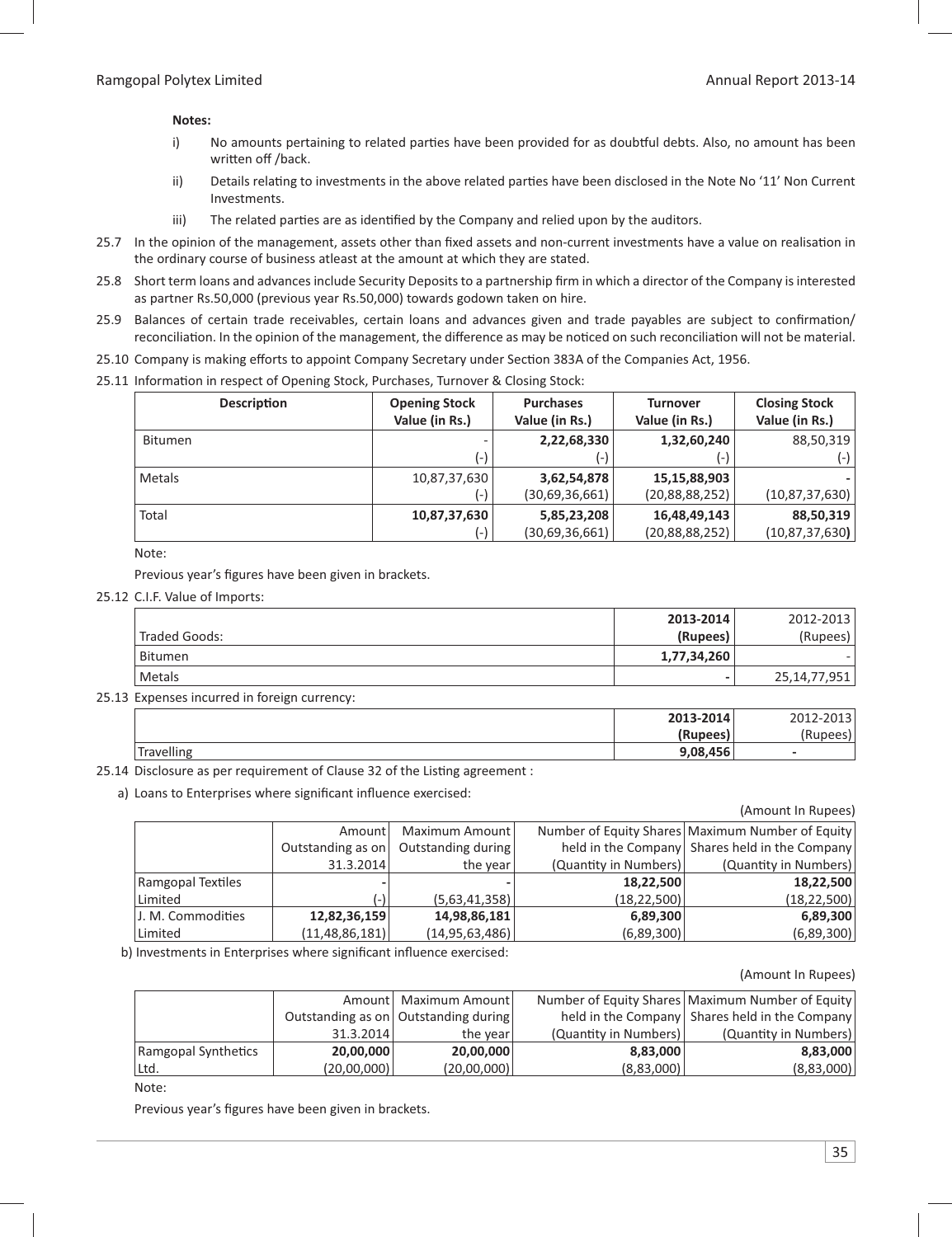**Notes:**

i) No amounts pertaining to related parties have been provided for as doubtful debts. Also, no amount has been written off /back.

ii) Details relating to investments in the above related parties have been disclosed in the Note No '11' Non Current Investments.

iii) The related parties are as identified by the Company and relied upon by the auditors.

25.7 In the opinion of the management, assets other than fixed assets and non-current investments have a value on realisation in the ordinary course of business atleast at the amount at which they are stated.

25.8 Short term loans and advances include Security Deposits to a partnership firm in which a director of the Company is interested as partner Rs.50,000 (previous year Rs.50,000) towards godown taken on hire.

25.9 Balances of certain trade receivables, certain loans and advances given and trade payables are subject to confirmation/ reconciliation. In the opinion of the management, the difference as may be noticed on such reconciliation will not be material.

25.10 Company is making efforts to appoint Company Secretary under Section 383A of the Companies Act, 1956.

25.11 Information in respect of Opening Stock, Purchases, Turnover & Closing Stock:

| Description | Opening Stock Value (in Rs.) | Purchases Value (in Rs.) | Turnover Value (in Rs.) | Closing Stock Value (in Rs.) |
|---|---|---|---|---|
| Bitumen | - | **2,22,68,330** | **1,32,60,240** | 88,50,319 |
| | (-) | (-) | (-) | (-) |
| Metals | 10,87,37,630 | **3,62,54,878** | **15,15,88,903** | **-** |
| | (-) | (30,69,36,661) | (20,88,88,252) | (10,87,37,630) |
| Total | **10,87,37,630** | **5,85,23,208** | **16,48,49,143** | **88,50,319** |
| | (-) | (30,69,36,661) | (20,88,88,252) | (10,87,37,630) |

Note:

Previous year's figures have been given in brackets.

25.12 C.I.F. Value of Imports:

| Traded Goods: | **2013-2014 (Rupees)** | 2012-2013 (Rupees) |
|---|---|---|
| Bitumen | **1,77,34,260** | - |
| Metals | **-** | 25,14,77,951 |

25.13 Expenses incurred in foreign currency:

| | **2013-2014 (Rupees)** | 2012-2013 (Rupees) |
|---|---|---|
| Travelling | **9,08,456** | - |

25.14 Disclosure as per requirement of Clause 32 of the Listing agreement :

a) Loans to Enterprises where significant influence exercised:

(Amount In Rupees)

| | Amount Outstanding as on 31.3.2014 | Maximum Amount Outstanding during the year | Number of Equity Shares held in the Company (Quantity in Numbers) | Maximum Number of Equity Shares held in the Company (Quantity in Numbers) |
|---|---|---|---|---|
| Ramgopal Textiles Limited | **-** | **-** | **18,22,500** | **18,22,500** |
| | (-) | (5,63,41,358) | (18,22,500) | (18,22,500) |
| J. M. Commodities Limited | **12,82,36,159** | **14,98,86,181** | **6,89,300** | **6,89,300** |
| | (11,48,86,181) | (14,95,63,486) | (6,89,300) | (6,89,300) |

b) Investments in Enterprises where significant influence exercised:

(Amount In Rupees)

| | Amount Outstanding as on 31.3.2014 | Maximum Amount Outstanding during the year | Number of Equity Shares held in the Company (Quantity in Numbers) | Maximum Number of Equity Shares held in the Company (Quantity in Numbers) |
|---|---|---|---|---|
| Ramgopal Synthetics Ltd. | **20,00,000** | **20,00,000** | **8,83,000** | **8,83,000** |
| | (20,00,000) | (20,00,000) | (8,83,000) | (8,83,000) |

Note:

Previous year's figures have been given in brackets.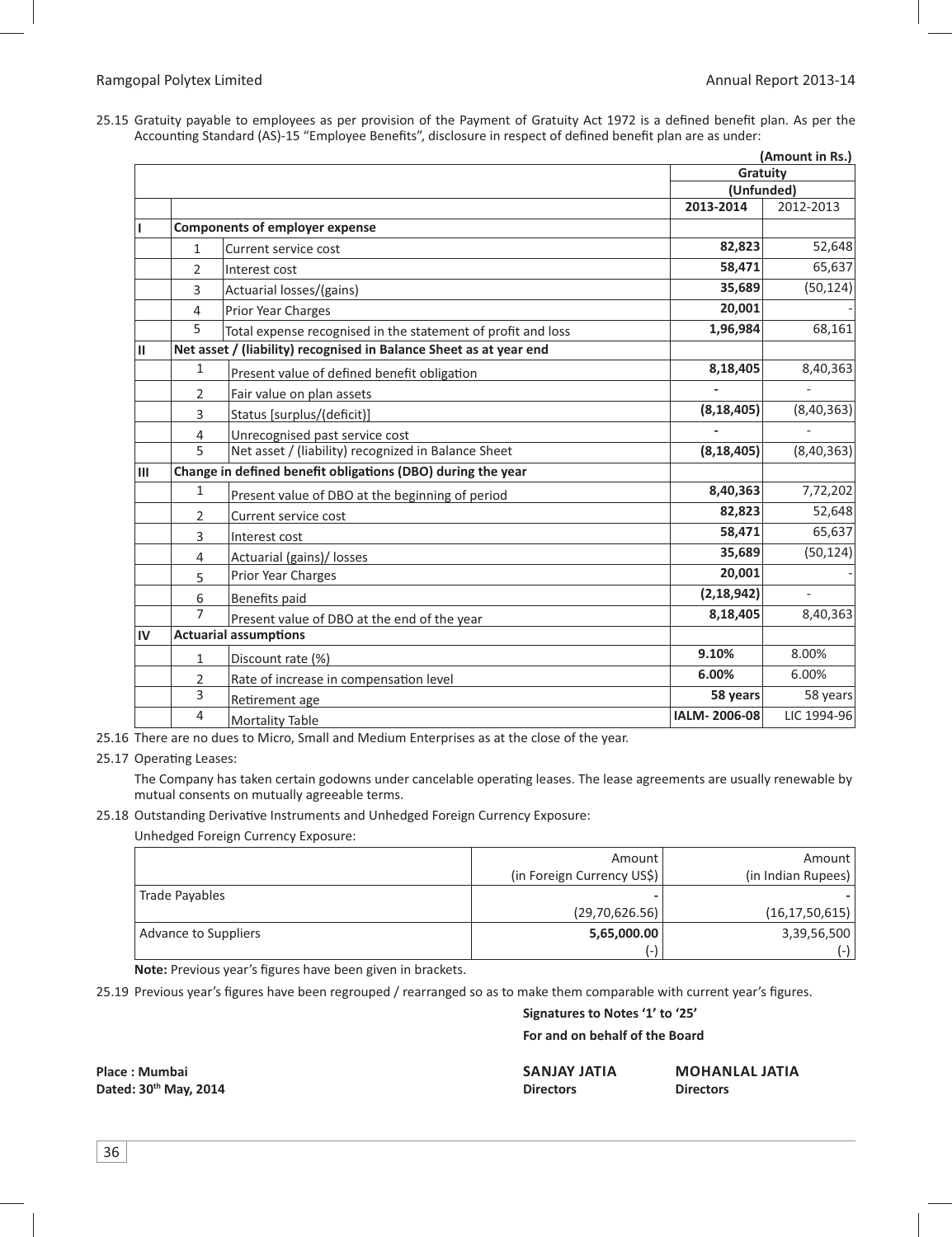25.15 Gratuity payable to employees as per provision of the Payment of Gratuity Act 1972 is a defined benefit plan. As per the Accounting Standard (AS)-15 "Employee Benefits", disclosure in respect of defined benefit plan are as under:

**(Amount in Rs.)**

| | | | **Gratuity (Unfunded)** | |
|---|---|---|---|---|
| | | | **2013-2014** | 2012-2013 |
| **I** | **Components of employer expense** | | | |
| | 1 | Current service cost | **82,823** | 52,648 |
| | 2 | Interest cost | **58,471** | 65,637 |
| | 3 | Actuarial losses/(gains) | **35,689** | (50,124) |
| | 4 | Prior Year Charges | **20,001** | - |
| | 5 | Total expense recognised in the statement of profit and loss | **1,96,984** | 68,161 |
| **II** | **Net asset / (liability) recognised in Balance Sheet as at year end** | | | |
| | 1 | Present value of defined benefit obligation | **8,18,405** | 8,40,363 |
| | 2 | Fair value on plan assets | **-** | - |
| | 3 | Status [surplus/(deficit)] | **(8,18,405)** | (8,40,363) |
| | 4 | Unrecognised past service cost | **-** | - |
| | 5 | Net asset / (liability) recognized in Balance Sheet | **(8,18,405)** | (8,40,363) |
| **III** | **Change in defined benefit obligations (DBO) during the year** | | | |
| | 1 | Present value of DBO at the beginning of period | **8,40,363** | 7,72,202 |
| | 2 | Current service cost | **82,823** | 52,648 |
| | 3 | Interest cost | **58,471** | 65,637 |
| | 4 | Actuarial (gains)/ losses | **35,689** | (50,124) |
| | 5 | Prior Year Charges | **20,001** | - |
| | 6 | Benefits paid | **(2,18,942)** | - |
| | 7 | Present value of DBO at the end of the year | **8,18,405** | 8,40,363 |
| **IV** | **Actuarial assumptions** | | | |
| | 1 | Discount rate (%) | **9.10%** | 8.00% |
| | 2 | Rate of increase in compensation level | **6.00%** | 6.00% |
| | 3 | Retirement age | **58 years** | 58 years |
| | 4 | Mortality Table | **IALM- 2006-08** | LIC 1994-96 |

25.16 There are no dues to Micro, Small and Medium Enterprises as at the close of the year.

25.17 Operating Leases:

The Company has taken certain godowns under cancelable operating leases. The lease agreements are usually renewable by mutual consents on mutually agreeable terms.

25.18 Outstanding Derivative Instruments and Unhedged Foreign Currency Exposure:

Unhedged Foreign Currency Exposure:

| | Amount (in Foreign Currency US$) | Amount (in Indian Rupees) |
|---|---|---|
| Trade Payables | **-** | **-** |
| | (29,70,626.56) | (16,17,50,615) |
| Advance to Suppliers | **5,65,000.00** | 3,39,56,500 |
| | (-) | (-) |

**Note:** Previous year's figures have been given in brackets.

25.19 Previous year's figures have been regrouped / rearranged so as to make them comparable with current year's figures.

**Signatures to Notes '1' to '25'**

**For and on behalf of the Board**

**Place : Mumbai**
**Dated: 30th May, 2014**

**SANJAY JATIA**
**Directors**

**MOHANLAL JATIA**
**Directors**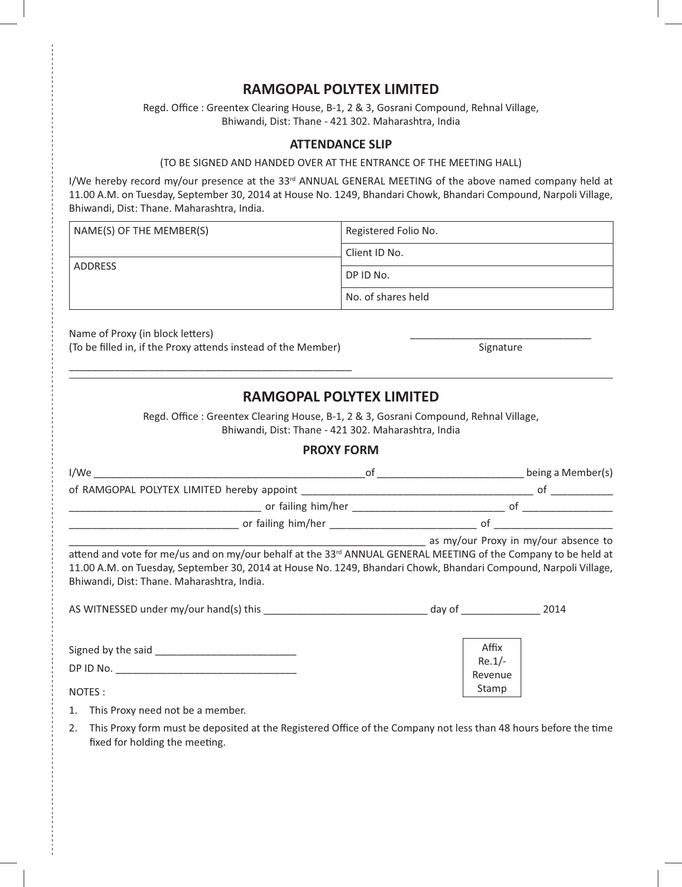## RAMGOPAL POLYTEX LIMITED

Regd. Office : Greentex Clearing House, B-1, 2 & 3, Gosrani Compound, Rehnal Village,
Bhiwandi, Dist: Thane - 421 302. Maharashtra, India

### ATTENDANCE SLIP

(TO BE SIGNED AND HANDED OVER AT THE ENTRANCE OF THE MEETING HALL)

I/We hereby record my/our presence at the 33rd ANNUAL GENERAL MEETING of the above named company held at 11.00 A.M. on Tuesday, September 30, 2014 at House No. 1249, Bhandari Chowk, Bhandari Compound, Narpoli Village, Bhiwandi, Dist: Thane. Maharashtra, India.

| NAME(S) OF THE MEMBER(S) | Registered Folio No. |
|---|---|
| | Client ID No. |
| ADDRESS | DP ID No. |
| | No. of shares held |

Name of Proxy (in block letters)
(To be filled in, if the Proxy attends instead of the Member)

_________________________________________________

_________________________________
Signature

---

## RAMGOPAL POLYTEX LIMITED

Regd. Office : Greentex Clearing House, B-1, 2 & 3, Gosrani Compound, Rehnal Village,
Bhiwandi, Dist: Thane - 421 302. Maharashtra, India

### PROXY FORM

I/We ________________________________________________ of __________________________ being a Member(s) of RAMGOPAL POLYTEX LIMITED hereby appoint __________________________________________ of ___________ _________________________________ or failing him/her ___________________________ of ________________ ______________________________ or failing him/her __________________________ of _____________________ _______________________________________________________________ as my/our Proxy in my/our absence to attend and vote for me/us and on my/our behalf at the 33rd ANNUAL GENERAL MEETING of the Company to be held at 11.00 A.M. on Tuesday, September 30, 2014 at House No. 1249, Bhandari Chowk, Bhandari Compound, Narpoli Village, Bhiwandi, Dist: Thane. Maharashtra, India.

AS WITNESSED under my/our hand(s) this _____________________________ day of ______________ 2014

Signed by the said _________________________

DP ID No. ________________________________

Affix Re.1/- Revenue Stamp

NOTES :

1. This Proxy need not be a member.
2. This Proxy form must be deposited at the Registered Office of the Company not less than 48 hours before the time fixed for holding the meeting.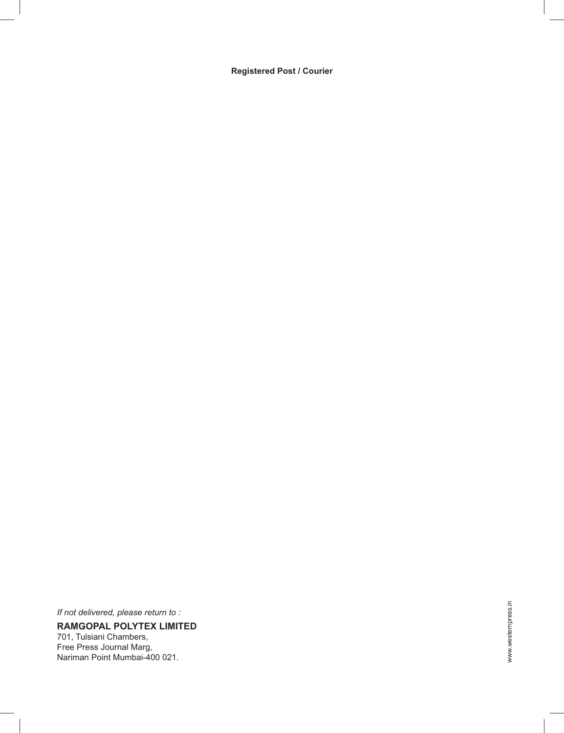**Registered Post / Courier**

*If not delivered, please return to :*

**RAMGOPAL POLYTEX LIMITED**
701, Tulsiani Chambers,
Free Press Journal Marg,
Nariman Point Mumbai-400 021.

www.westernpress.in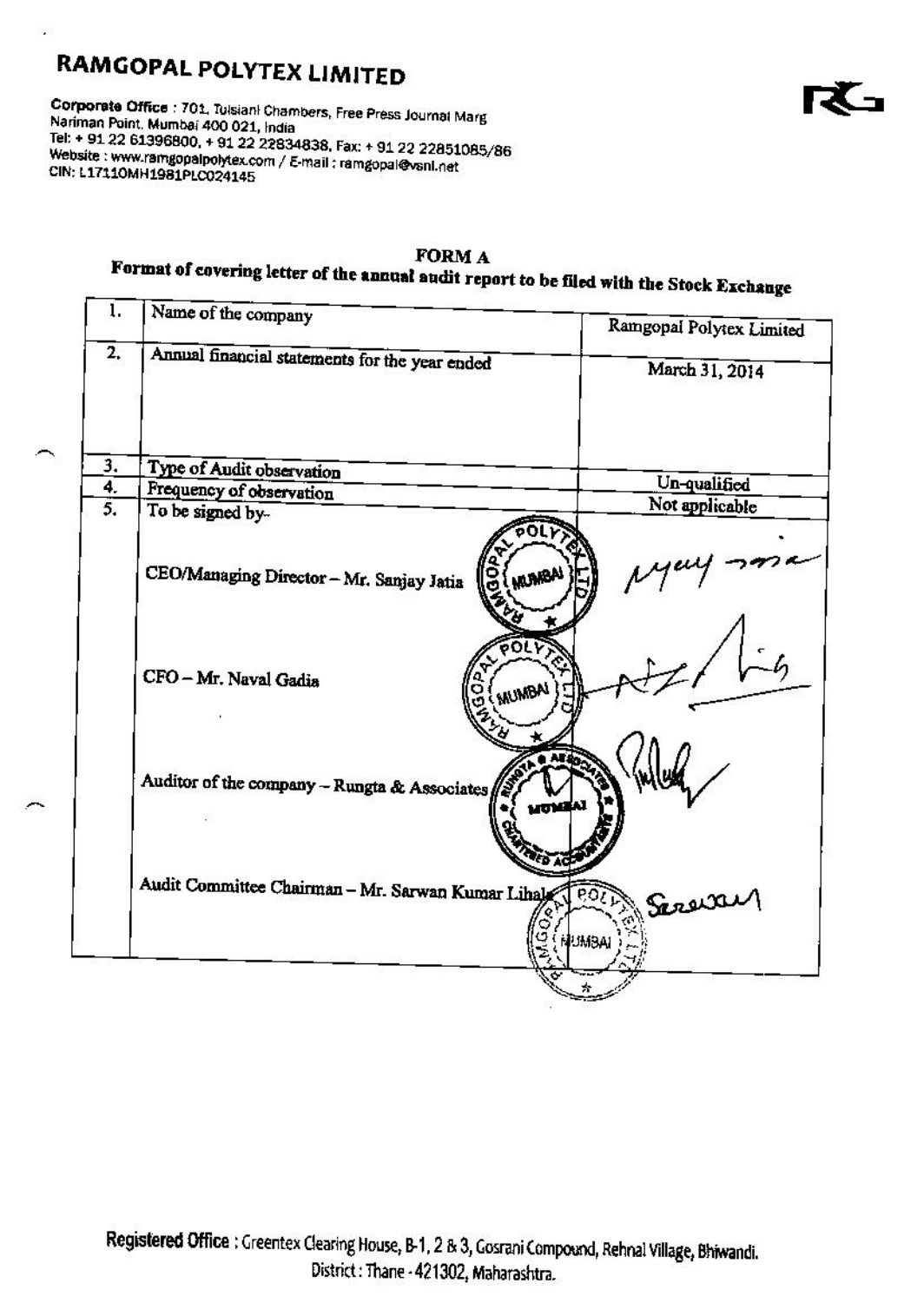# RAMGOPAL POLYTEX LIMITED

**Corporate Office** : 701, Tulsiani Chambers, Free Press Journal Marg
Nariman Point, Mumbai 400 021, India
Tel: + 91 22 61396800, + 91 22 22834838, Fax: + 91 22 22851085/86
Website : www.ramgopalpolytex.com / E-mail : ramgopal@vsnl.net
CIN: L17110MH1981PLC024145

## FORM A

**Format of covering letter of the annual audit report to be filed with the Stock Exchange**

| | | |
|---|---|---|
| 1. | Name of the company | Ramgopal Polytex Limited |
| 2. | Annual financial statements for the year ended | March 31, 2014 |
| 3. | Type of Audit observation | Un-qualified |
| 4. | Frequency of observation | Not applicable |
| 5. | To be signed by-<br><br>CEO/Managing Director – Mr. Sanjay Jatia<br><br>CFO – Mr. Naval Gadia<br><br>Auditor of the company – Rungta & Associates<br><br>Audit Committee Chairman – Mr. Sarwan Kumar Lihala | |

**Registered Office** : Greentex Clearing House, B-1, 2 & 3, Gosrani Compound, Rehnal Village, Bhiwandi.
District : Thane - 421302, Maharashtra.